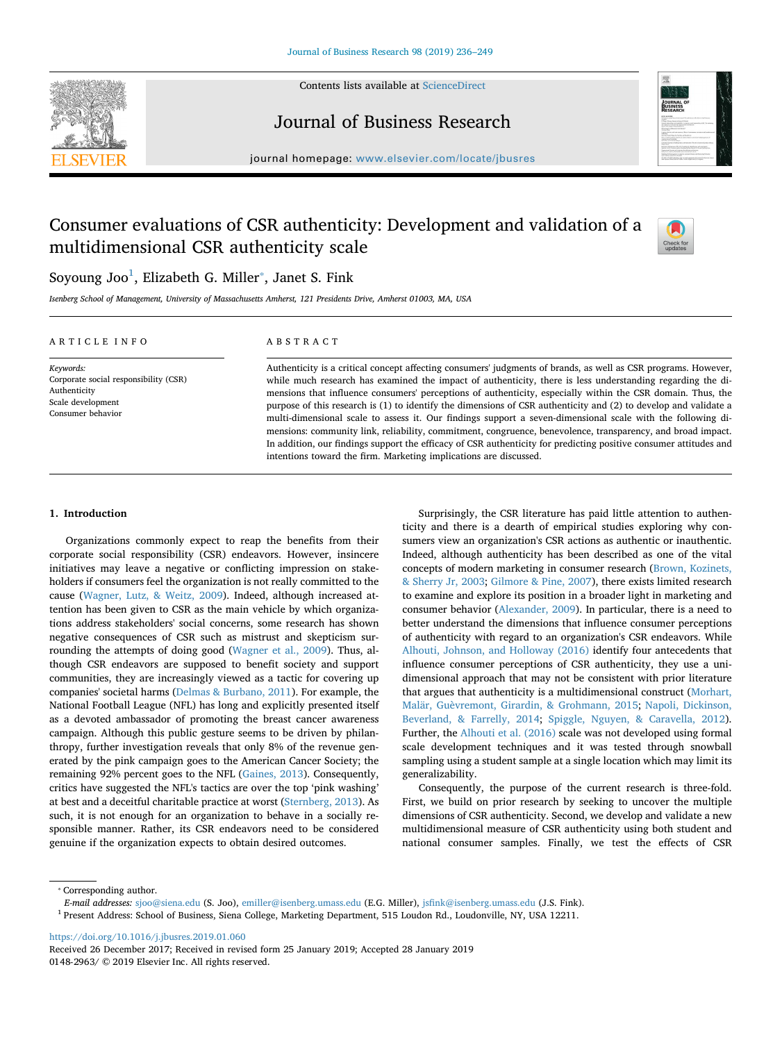# Consumer evaluations of CSR authenticity: Development and validation of a multidimensional CSR authenticity scale

Soyoung Joo[1], Elizabeth G. Miller*, Janet S. Fink

*Isenberg School of Management, University of Massachusetts Amherst, 121 Presidents Drive, Amherst 01003, MA, USA*

**ARTICLE INFO**

*Keywords:*
Corporate social responsibility (CSR)
Authenticity
Scale development
Consumer behavior

**ABSTRACT**

Authenticity is a critical concept affecting consumers' judgments of brands, as well as CSR programs. However, while much research has examined the impact of authenticity, there is less understanding regarding the dimensions that influence consumers' perceptions of authenticity, especially within the CSR domain. Thus, the purpose of this research is (1) to identify the dimensions of CSR authenticity and (2) to develop and validate a multi-dimensional scale to assess it. Our findings support a seven-dimensional scale with the following dimensions: community link, reliability, commitment, congruence, benevolence, transparency, and broad impact. In addition, our findings support the efficacy of CSR authenticity for predicting positive consumer attitudes and intentions toward the firm. Marketing implications are discussed.

## 1. Introduction

Organizations commonly expect to reap the benefits from their corporate social responsibility (CSR) endeavors. However, insincere initiatives may leave a negative or conflicting impression on stakeholders if consumers feel the organization is not really committed to the cause (Wagner, Lutz, & Weitz, 2009). Indeed, although increased attention has been given to CSR as the main vehicle by which organizations address stakeholders' social concerns, some research has shown negative consequences of CSR such as mistrust and skepticism surrounding the attempts of doing good (Wagner et al., 2009). Thus, although CSR endeavors are supposed to benefit society and support communities, they are increasingly viewed as a tactic for covering up companies' societal harms (Delmas & Burbano, 2011). For example, the National Football League (NFL) has long and explicitly presented itself as a devoted ambassador of promoting the breast cancer awareness campaign. Although this public gesture seems to be driven by philanthropy, further investigation reveals that only 8% of the revenue generated by the pink campaign goes to the American Cancer Society; the remaining 92% percent goes to the NFL (Gaines, 2013). Consequently, critics have suggested the NFL's tactics are over the top 'pink washing' at best and a deceitful charitable practice at worst (Sternberg, 2013). As such, it is not enough for an organization to behave in a socially responsible manner. Rather, its CSR endeavors need to be considered genuine if the organization expects to obtain desired outcomes.

Surprisingly, the CSR literature has paid little attention to authenticity and there is a dearth of empirical studies exploring why consumers view an organization's CSR actions as authentic or inauthentic. Indeed, although authenticity has been described as one of the vital concepts of modern marketing in consumer research (Brown, Kozinets, & Sherry Jr, 2003; Gilmore & Pine, 2007), there exists limited research to examine and explore its position in a broader light in marketing and consumer behavior (Alexander, 2009). In particular, there is a need to better understand the dimensions that influence consumer perceptions of authenticity with regard to an organization's CSR endeavors. While Alhouti, Johnson, and Holloway (2016) identify four antecedents that influence consumer perceptions of CSR authenticity, they use a unidimensional approach that may not be consistent with prior literature that argues that authenticity is a multidimensional construct (Morhart, Malär, Guèvremont, Girardin, & Grohmann, 2015; Napoli, Dickinson, Beverland, & Farrelly, 2014; Spiggle, Nguyen, & Caravella, 2012). Further, the Alhouti et al. (2016) scale was not developed using formal scale development techniques and it was tested through snowball sampling using a student sample at a single location which may limit its generalizability.

Consequently, the purpose of the current research is three-fold. First, we build on prior research by seeking to uncover the multiple dimensions of CSR authenticity. Second, we develop and validate a new multidimensional measure of CSR authenticity using both student and national consumer samples. Finally, we test the effects of CSR

---

* Corresponding author.
*E-mail addresses:* sjoo@siena.edu (S. Joo), emiller@isenberg.umass.edu (E.G. Miller), jsfink@isenberg.umass.edu (J.S. Fink).
[1] Present Address: School of Business, Siena College, Marketing Department, 515 Loudon Rd., Loudonville, NY, USA 12211.

https://doi.org/10.1016/j.jbusres.2019.01.060
Received 26 December 2017; Received in revised form 25 January 2019; Accepted 28 January 2019
0148-2963/ © 2019 Elsevier Inc. All rights reserved.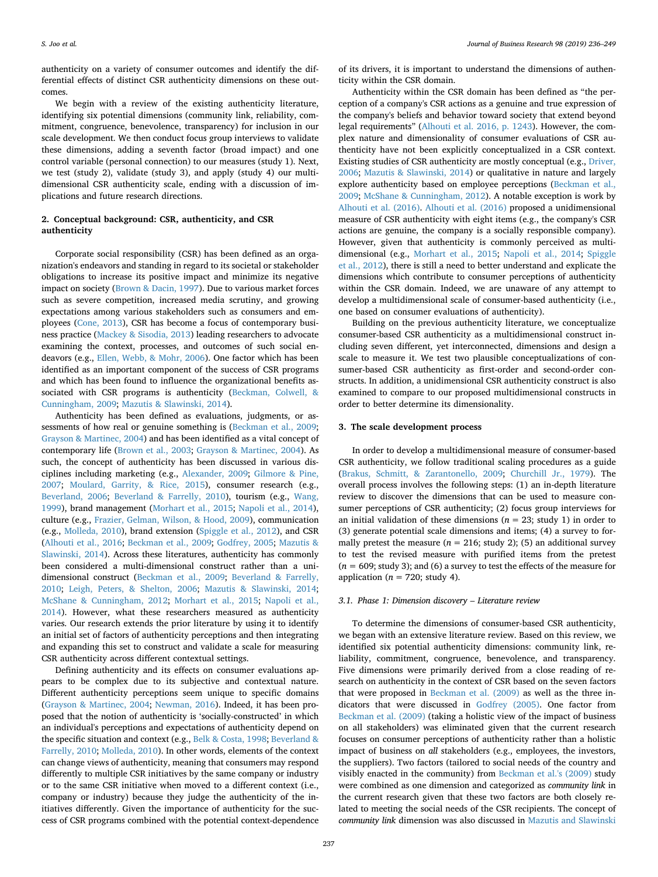authenticity on a variety of consumer outcomes and identify the differential effects of distinct CSR authenticity dimensions on these outcomes.

We begin with a review of the existing authenticity literature, identifying six potential dimensions (community link, reliability, commitment, congruence, benevolence, transparency) for inclusion in our scale development. We then conduct focus group interviews to validate these dimensions, adding a seventh factor (broad impact) and one control variable (personal connection) to our measures (study 1). Next, we test (study 2), validate (study 3), and apply (study 4) our multidimensional CSR authenticity scale, ending with a discussion of implications and future research directions.

## 2. Conceptual background: CSR, authenticity, and CSR authenticity

Corporate social responsibility (CSR) has been defined as an organization's endeavors and standing in regard to its societal or stakeholder obligations to increase its positive impact and minimize its negative impact on society (Brown & Dacin, 1997). Due to various market forces such as severe competition, increased media scrutiny, and growing expectations among various stakeholders such as consumers and employees (Cone, 2013), CSR has become a focus of contemporary business practice (Mackey & Sisodia, 2013) leading researchers to advocate examining the context, processes, and outcomes of such social endeavors (e.g., Ellen, Webb, & Mohr, 2006). One factor which has been identified as an important component of the success of CSR programs and which has been found to influence the organizational benefits associated with CSR programs is authenticity (Beckman, Colwell, & Cunningham, 2009; Mazutis & Slawinski, 2014).

Authenticity has been defined as evaluations, judgments, or assessments of how real or genuine something is (Beckman et al., 2009; Grayson & Martinec, 2004) and has been identified as a vital concept of contemporary life (Brown et al., 2003; Grayson & Martinec, 2004). As such, the concept of authenticity has been discussed in various disciplines including marketing (e.g., Alexander, 2009; Gilmore & Pine, 2007; Moulard, Garrity, & Rice, 2015), consumer research (e.g., Beverland, 2006; Beverland & Farrelly, 2010), tourism (e.g., Wang, 1999), brand management (Morhart et al., 2015; Napoli et al., 2014), culture (e.g., Frazier, Gelman, Wilson, & Hood, 2009), communication (e.g., Molleda, 2010), brand extension (Spiggle et al., 2012), and CSR (Alhouti et al., 2016; Beckman et al., 2009; Godfrey, 2005; Mazutis & Slawinski, 2014). Across these literatures, authenticity has commonly been considered a multi-dimensional construct rather than a unidimensional construct (Beckman et al., 2009; Beverland & Farrelly, 2010; Leigh, Peters, & Shelton, 2006; Mazutis & Slawinski, 2014; McShane & Cunningham, 2012; Morhart et al., 2015; Napoli et al., 2014). However, what these researchers measured as authenticity varies. Our research extends the prior literature by using it to identify an initial set of factors of authenticity perceptions and then integrating and expanding this set to construct and validate a scale for measuring CSR authenticity across different contextual settings.

Defining authenticity and its effects on consumer evaluations appears to be complex due to its subjective and contextual nature. Different authenticity perceptions seem unique to specific domains (Grayson & Martinec, 2004; Newman, 2016). Indeed, it has been proposed that the notion of authenticity is 'socially-constructed' in which an individual's perceptions and expectations of authenticity depend on the specific situation and context (e.g., Belk & Costa, 1998; Beverland & Farrelly, 2010; Molleda, 2010). In other words, elements of the context can change views of authenticity, meaning that consumers may respond differently to multiple CSR initiatives by the same company or industry or to the same CSR initiative when moved to a different context (i.e., company or industry) because they judge the authenticity of the initiatives differently. Given the importance of authenticity for the success of CSR programs combined with the potential context-dependence of its drivers, it is important to understand the dimensions of authenticity within the CSR domain.

Authenticity within the CSR domain has been defined as "the perception of a company's CSR actions as a genuine and true expression of the company's beliefs and behavior toward society that extend beyond legal requirements" (Alhouti et al. 2016, p. 1243). However, the complex nature and dimensionality of consumer evaluations of CSR authenticity have not been explicitly conceptualized in a CSR context. Existing studies of CSR authenticity are mostly conceptual (e.g., Driver, 2006; Mazutis & Slawinski, 2014) or qualitative in nature and largely explore authenticity based on employee perceptions (Beckman et al., 2009; McShane & Cunningham, 2012). A notable exception is work by Alhouti et al. (2016). Alhouti et al. (2016) proposed a unidimensional measure of CSR authenticity with eight items (e.g., the company's CSR actions are genuine, the company is a socially responsible company). However, given that authenticity is commonly perceived as multidimensional (e.g., Morhart et al., 2015; Napoli et al., 2014; Spiggle et al., 2012), there is still a need to better understand and explicate the dimensions which contribute to consumer perceptions of authenticity within the CSR domain. Indeed, we are unaware of any attempt to develop a multidimensional scale of consumer-based authenticity (i.e., one based on consumer evaluations of authenticity).

Building on the previous authenticity literature, we conceptualize consumer-based CSR authenticity as a multidimensional construct including seven different, yet interconnected, dimensions and design a scale to measure it. We test two plausible conceptualizations of consumer-based CSR authenticity as first-order and second-order constructs. In addition, a unidimensional CSR authenticity construct is also examined to compare to our proposed multidimensional constructs in order to better determine its dimensionality.

## 3. The scale development process

In order to develop a multidimensional measure of consumer-based CSR authenticity, we follow traditional scaling procedures as a guide (Brakus, Schmitt, & Zarantonello, 2009; Churchill Jr., 1979). The overall process involves the following steps: (1) an in-depth literature review to discover the dimensions that can be used to measure consumer perceptions of CSR authenticity; (2) focus group interviews for an initial validation of these dimensions ($n = 23$; study 1) in order to (3) generate potential scale dimensions and items; (4) a survey to formally pretest the measure ($n = 216$; study 2); (5) an additional survey to test the revised measure with purified items from the pretest ($n = 609$; study 3); and (6) a survey to test the effects of the measure for application ($n = 720$; study 4).

### 3.1. Phase 1: Dimension discovery – Literature review

To determine the dimensions of consumer-based CSR authenticity, we began with an extensive literature review. Based on this review, we identified six potential authenticity dimensions: community link, reliability, commitment, congruence, benevolence, and transparency. Five dimensions were primarily derived from a close reading of research on authenticity in the context of CSR based on the seven factors that were proposed in Beckman et al. (2009) as well as the three indicators that were discussed in Godfrey (2005). One factor from Beckman et al. (2009) (taking a holistic view of the impact of business on all stakeholders) was eliminated given that the current research focuses on consumer perceptions of authenticity rather than a holistic impact of business on *all* stakeholders (e.g., employees, the investors, the suppliers). Two factors (tailored to social needs of the country and visibly enacted in the community) from Beckman et al.'s (2009) study were combined as one dimension and categorized as *community link* in the current research given that these two factors are both closely related to meeting the social needs of the CSR recipients. The concept of *community link* dimension was also discussed in Mazutis and Slawinski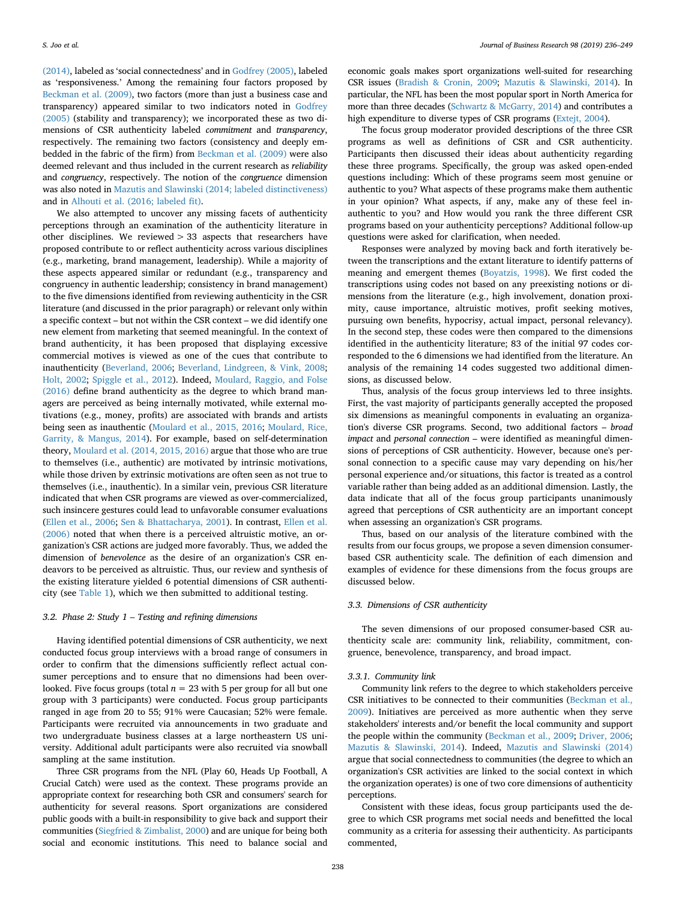(2014), labeled as 'social connectedness' and in Godfrey (2005), labeled as 'responsiveness.' Among the remaining four factors proposed by Beckman et al. (2009), two factors (more than just a business case and transparency) appeared similar to two indicators noted in Godfrey (2005) (stability and transparency); we incorporated these as two dimensions of CSR authenticity labeled *commitment* and *transparency*, respectively. The remaining two factors (consistency and deeply embedded in the fabric of the firm) from Beckman et al. (2009) were also deemed relevant and thus included in the current research as *reliability* and *congruency*, respectively. The notion of the *congruence* dimension was also noted in Mazutis and Slawinski (2014; labeled distinctiveness) and in Alhouti et al. (2016; labeled fit).

We also attempted to uncover any missing facets of authenticity perceptions through an examination of the authenticity literature in other disciplines. We reviewed > 33 aspects that researchers have proposed contribute to or reflect authenticity across various disciplines (e.g., marketing, brand management, leadership). While a majority of these aspects appeared similar or redundant (e.g., transparency and congruency in authentic leadership; consistency in brand management) to the five dimensions identified from reviewing authenticity in the CSR literature (and discussed in the prior paragraph) or relevant only within a specific context – but not within the CSR context – we did identify one new element from marketing that seemed meaningful. In the context of brand authenticity, it has been proposed that displaying excessive commercial motives is viewed as one of the cues that contribute to inauthenticity (Beverland, 2006; Beverland, Lindgreen, & Vink, 2008; Holt, 2002; Spiggle et al., 2012). Indeed, Moulard, Raggio, and Folse (2016) define brand authenticity as the degree to which brand managers are perceived as being internally motivated, while external motivations (e.g., money, profits) are associated with brands and artists being seen as inauthentic (Moulard et al., 2015, 2016; Moulard, Rice, Garrity, & Mangus, 2014). For example, based on self-determination theory, Moulard et al. (2014, 2015, 2016) argue that those who are true to themselves (i.e., authentic) are motivated by intrinsic motivations, while those driven by extrinsic motivations are often seen as not true to themselves (i.e., inauthentic). In a similar vein, previous CSR literature indicated that when CSR programs are viewed as over-commercialized, such insincere gestures could lead to unfavorable consumer evaluations (Ellen et al., 2006; Sen & Bhattacharya, 2001). In contrast, Ellen et al. (2006) noted that when there is a perceived altruistic motive, an organization's CSR actions are judged more favorably. Thus, we added the dimension of *benevolence* as the desire of an organization's CSR endeavors to be perceived as altruistic. Thus, our review and synthesis of the existing literature yielded 6 potential dimensions of CSR authenticity (see Table 1), which we then submitted to additional testing.

### 3.2. Phase 2: Study 1 – Testing and refining dimensions

Having identified potential dimensions of CSR authenticity, we next conducted focus group interviews with a broad range of consumers in order to confirm that the dimensions sufficiently reflect actual consumer perceptions and to ensure that no dimensions had been overlooked. Five focus groups (total $n = 23$ with 5 per group for all but one group with 3 participants) were conducted. Focus group participants ranged in age from 20 to 55; 91% were Caucasian; 52% were female. Participants were recruited via announcements in two graduate and two undergraduate business classes at a large northeastern US university. Additional adult participants were also recruited via snowball sampling at the same institution.

Three CSR programs from the NFL (Play 60, Heads Up Football, A Crucial Catch) were used as the context. These programs provide an appropriate context for researching both CSR and consumers' search for authenticity for several reasons. Sport organizations are considered public goods with a built-in responsibility to give back and support their communities (Siegfried & Zimbalist, 2000) and are unique for being both social and economic institutions. This need to balance social and economic goals makes sport organizations well-suited for researching CSR issues (Bradish & Cronin, 2009; Mazutis & Slawinski, 2014). In particular, the NFL has been the most popular sport in North America for more than three decades (Schwartz & McGarry, 2014) and contributes a high expenditure to diverse types of CSR programs (Extejt, 2004).

The focus group moderator provided descriptions of the three CSR programs as well as definitions of CSR and CSR authenticity. Participants then discussed their ideas about authenticity regarding these three programs. Specifically, the group was asked open-ended questions including: Which of these programs seem most genuine or authentic to you? What aspects of these programs make them authentic in your opinion? What aspects, if any, make any of these feel inauthentic to you? and How would you rank the three different CSR programs based on your authenticity perceptions? Additional follow-up questions were asked for clarification, when needed.

Responses were analyzed by moving back and forth iteratively between the transcriptions and the extant literature to identify patterns of meaning and emergent themes (Boyatzis, 1998). We first coded the transcriptions using codes not based on any preexisting notions or dimensions from the literature (e.g., high involvement, donation proximity, cause importance, altruistic motives, profit seeking motives, pursuing own benefits, hypocrisy, actual impact, personal relevancy). In the second step, these codes were then compared to the dimensions identified in the authenticity literature; 83 of the initial 97 codes corresponded to the 6 dimensions we had identified from the literature. An analysis of the remaining 14 codes suggested two additional dimensions, as discussed below.

Thus, analysis of the focus group interviews led to three insights. First, the vast majority of participants generally accepted the proposed six dimensions as meaningful components in evaluating an organization's diverse CSR programs. Second, two additional factors – *broad impact* and *personal connection* – were identified as meaningful dimensions of perceptions of CSR authenticity. However, because one's personal connection to a specific cause may vary depending on his/her personal experience and/or situations, this factor is treated as a control variable rather than being added as an additional dimension. Lastly, the data indicate that all of the focus group participants unanimously agreed that perceptions of CSR authenticity are an important concept when assessing an organization's CSR programs.

Thus, based on our analysis of the literature combined with the results from our focus groups, we propose a seven dimension consumer-based CSR authenticity scale. The definition of each dimension and examples of evidence for these dimensions from the focus groups are discussed below.

### 3.3. Dimensions of CSR authenticity

The seven dimensions of our proposed consumer-based CSR authenticity scale are: community link, reliability, commitment, congruence, benevolence, transparency, and broad impact.

#### 3.3.1. Community link

Community link refers to the degree to which stakeholders perceive CSR initiatives to be connected to their communities (Beckman et al., 2009). Initiatives are perceived as more authentic when they serve stakeholders' interests and/or benefit the local community and support the people within the community (Beckman et al., 2009; Driver, 2006; Mazutis & Slawinski, 2014). Indeed, Mazutis and Slawinski (2014) argue that social connectedness to communities (the degree to which an organization's CSR activities are linked to the social context in which the organization operates) is one of two core dimensions of authenticity perceptions.

Consistent with these ideas, focus group participants used the degree to which CSR programs met social needs and benefitted the local community as a criteria for assessing their authenticity. As participants commented,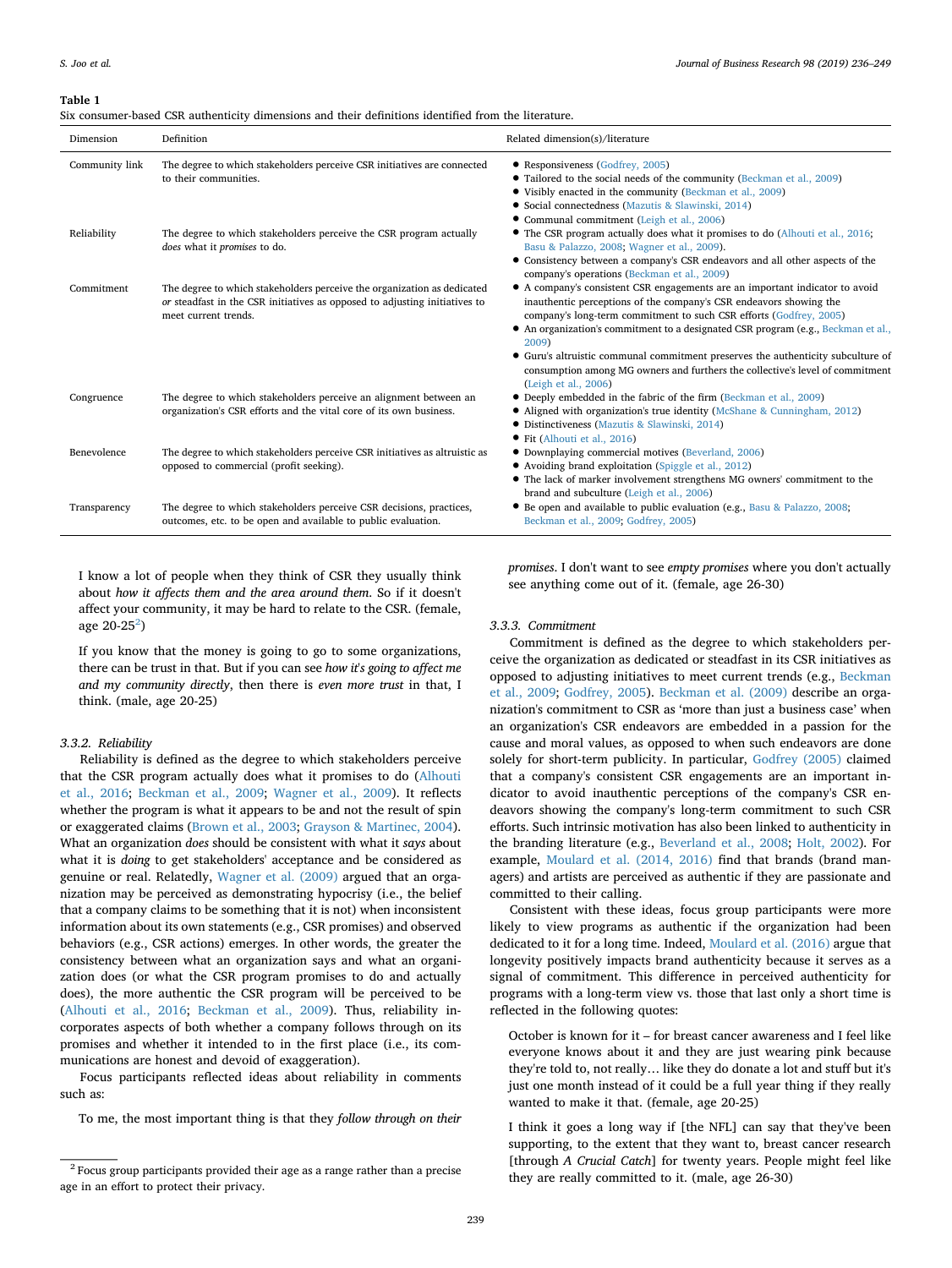**Table 1**

Six consumer-based CSR authenticity dimensions and their definitions identified from the literature.

| Dimension | Definition | Related dimension(s)/literature |
|---|---|---|
| Community link | The degree to which stakeholders perceive CSR initiatives are connected to their communities. | • Responsiveness (Godfrey, 2005)<br>• Tailored to the social needs of the community (Beckman et al., 2009)<br>• Visibly enacted in the community (Beckman et al., 2009)<br>• Social connectedness (Mazutis & Slawinski, 2014)<br>• Communal commitment (Leigh et al., 2006) |
| Reliability | The degree to which stakeholders perceive the CSR program actually *does* what it *promises* to do. | • The CSR program actually does what it promises to do (Alhouti et al., 2016; Basu & Palazzo, 2008; Wagner et al., 2009).<br>• Consistency between a company's CSR endeavors and all other aspects of the company's operations (Beckman et al., 2009) |
| Commitment | The degree to which stakeholders perceive the organization as dedicated *or* steadfast in the CSR initiatives as opposed to adjusting initiatives to meet current trends. | • A company's consistent CSR engagements are an important indicator to avoid inauthentic perceptions of the company's CSR endeavors showing the company's long-term commitment to such CSR efforts (Godfrey, 2005)<br>• An organization's commitment to a designated CSR program (e.g., Beckman et al., 2009)<br>• Guru's altruistic communal commitment preserves the authenticity subculture of consumption among MG owners and furthers the collective's level of commitment (Leigh et al., 2006) |
| Congruence | The degree to which stakeholders perceive an alignment between an organization's CSR efforts and the vital core of its own business. | • Deeply embedded in the fabric of the firm (Beckman et al., 2009)<br>• Aligned with organization's true identity (McShane & Cunningham, 2012)<br>• Distinctiveness (Mazutis & Slawinski, 2014)<br>• Fit (Alhouti et al., 2016) |
| Benevolence | The degree to which stakeholders perceive CSR initiatives as altruistic as opposed to commercial (profit seeking). | • Downplaying commercial motives (Beverland, 2006)<br>• Avoiding brand exploitation (Spiggle et al., 2012)<br>• The lack of marker involvement strengthens MG owners' commitment to the brand and subculture (Leigh et al., 2006) |
| Transparency | The degree to which stakeholders perceive CSR decisions, practices, outcomes, etc. to be open and available to public evaluation. | • Be open and available to public evaluation (e.g., Basu & Palazzo, 2008; Beckman et al., 2009; Godfrey, 2005) |

> I know a lot of people when they think of CSR they usually think about *how it affects them and the area around them*. So if it doesn't affect your community, it may be hard to relate to the CSR. (female, age 20-25[2])

> If you know that the money is going to go to some organizations, there can be trust in that. But if you can see *how it's going to affect me and my community directly*, then there is *even more trust* in that, I think. (male, age 20-25)

#### 3.3.2. Reliability

Reliability is defined as the degree to which stakeholders perceive that the CSR program actually does what it promises to do (Alhouti et al., 2016; Beckman et al., 2009; Wagner et al., 2009). It reflects whether the program is what it appears to be and not the result of spin or exaggerated claims (Brown et al., 2003; Grayson & Martinec, 2004). What an organization *does* should be consistent with what it *says* about what it is *doing* to get stakeholders' acceptance and be considered as genuine or real. Relatedly, Wagner et al. (2009) argued that an organization may be perceived as demonstrating hypocrisy (i.e., the belief that a company claims to be something that it is not) when inconsistent information about its own statements (e.g., CSR promises) and observed behaviors (e.g., CSR actions) emerges. In other words, the greater the consistency between what an organization says and what an organization does (or what the CSR program promises to do and actually does), the more authentic the CSR program will be perceived to be (Alhouti et al., 2016; Beckman et al., 2009). Thus, reliability incorporates aspects of both whether a company follows through on its promises and whether it intended to in the first place (i.e., its communications are honest and devoid of exaggeration).

Focus participants reflected ideas about reliability in comments such as:

> To me, the most important thing is that they *follow through on their promises*. I don't want to see *empty promises* where you don't actually see anything come out of it. (female, age 26-30)

#### 3.3.3. Commitment

Commitment is defined as the degree to which stakeholders perceive the organization as dedicated or steadfast in its CSR initiatives as opposed to adjusting initiatives to meet current trends (e.g., Beckman et al., 2009; Godfrey, 2005). Beckman et al. (2009) describe an organization's commitment to CSR as 'more than just a business case' when an organization's CSR endeavors are embedded in a passion for the cause and moral values, as opposed to when such endeavors are done solely for short-term publicity. In particular, Godfrey (2005) claimed that a company's consistent CSR engagements are an important indicator to avoid inauthentic perceptions of the company's CSR endeavors showing the company's long-term commitment to such CSR efforts. Such intrinsic motivation has also been linked to authenticity in the branding literature (e.g., Beverland et al., 2008; Holt, 2002). For example, Moulard et al. (2014, 2016) find that brands (brand managers) and artists are perceived as authentic if they are passionate and committed to their calling.

Consistent with these ideas, focus group participants were more likely to view programs as authentic if the organization had been dedicated to it for a long time. Indeed, Moulard et al. (2016) argue that longevity positively impacts brand authenticity because it serves as a signal of commitment. This difference in perceived authenticity for programs with a long-term view vs. those that last only a short time is reflected in the following quotes:

> October is known for it – for breast cancer awareness and I feel like everyone knows about it and they are just wearing pink because they're told to, not really… like they do donate a lot and stuff but it's just one month instead of it could be a full year thing if they really wanted to make it that. (female, age 20-25)

> I think it goes a long way if [the NFL] can say that they've been supporting, to the extent that they want to, breast cancer research [through *A Crucial Catch*] for twenty years. People might feel like they are really committed to it. (male, age 26-30)

[2] Focus group participants provided their age as a range rather than a precise age in an effort to protect their privacy.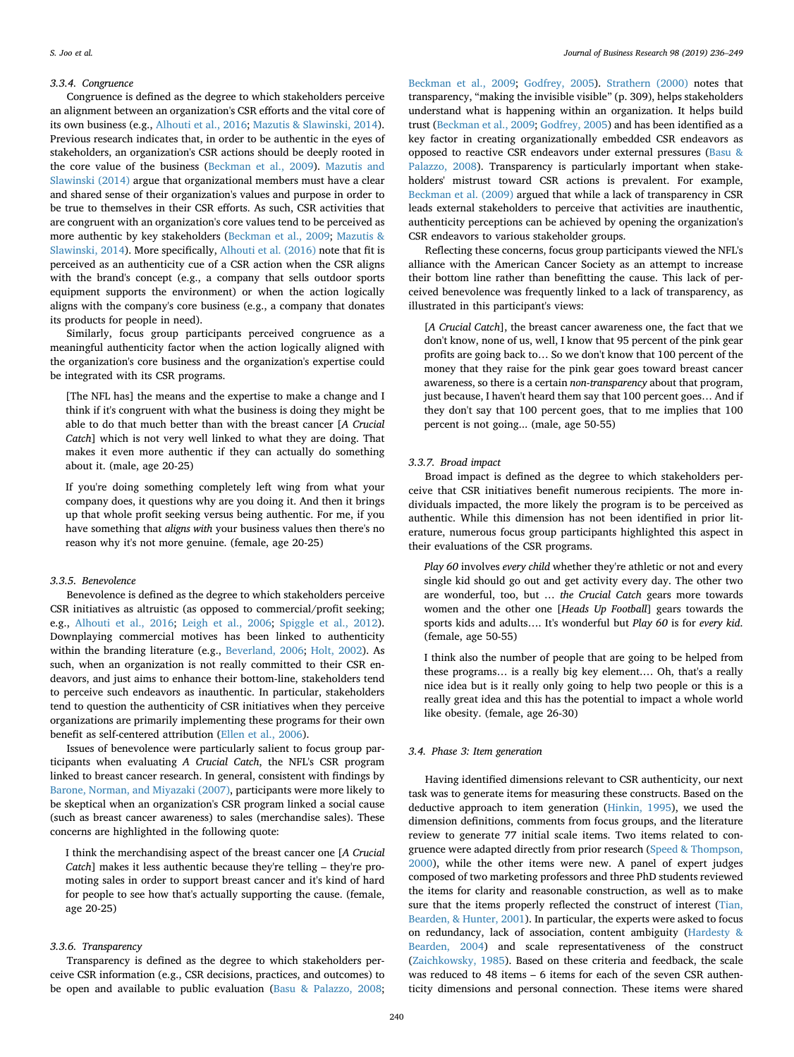#### 3.3.4. Congruence

Congruence is defined as the degree to which stakeholders perceive an alignment between an organization's CSR efforts and the vital core of its own business (e.g., Alhouti et al., 2016; Mazutis & Slawinski, 2014). Previous research indicates that, in order to be authentic in the eyes of stakeholders, an organization's CSR actions should be deeply rooted in the core value of the business (Beckman et al., 2009). Mazutis and Slawinski (2014) argue that organizational members must have a clear and shared sense of their organization's values and purpose in order to be true to themselves in their CSR efforts. As such, CSR activities that are congruent with an organization's core values tend to be perceived as more authentic by key stakeholders (Beckman et al., 2009; Mazutis & Slawinski, 2014). More specifically, Alhouti et al. (2016) note that fit is perceived as an authenticity cue of a CSR action when the CSR aligns with the brand's concept (e.g., a company that sells outdoor sports equipment supports the environment) or when the action logically aligns with the company's core business (e.g., a company that donates its products for people in need).

Similarly, focus group participants perceived congruence as a meaningful authenticity factor when the action logically aligned with the organization's core business and the organization's expertise could be integrated with its CSR programs.

> [The NFL has] the means and the expertise to make a change and I think if it's congruent with what the business is doing they might be able to do that much better than with the breast cancer [*A Crucial Catch*] which is not very well linked to what they are doing. That makes it even more authentic if they can actually do something about it. (male, age 20-25)

> If you're doing something completely left wing from what your company does, it questions why are you doing it. And then it brings up that whole profit seeking versus being authentic. For me, if you have something that *aligns with* your business values then there's no reason why it's not more genuine. (female, age 20-25)

#### 3.3.5. Benevolence

Benevolence is defined as the degree to which stakeholders perceive CSR initiatives as altruistic (as opposed to commercial/profit seeking; e.g., Alhouti et al., 2016; Leigh et al., 2006; Spiggle et al., 2012). Downplaying commercial motives has been linked to authenticity within the branding literature (e.g., Beverland, 2006; Holt, 2002). As such, when an organization is not really committed to their CSR endeavors, and just aims to enhance their bottom-line, stakeholders tend to perceive such endeavors as inauthentic. In particular, stakeholders tend to question the authenticity of CSR initiatives when they perceive organizations are primarily implementing these programs for their own benefit as self-centered attribution (Ellen et al., 2006).

Issues of benevolence were particularly salient to focus group participants when evaluating *A Crucial Catch*, the NFL's CSR program linked to breast cancer research. In general, consistent with findings by Barone, Norman, and Miyazaki (2007), participants were more likely to be skeptical when an organization's CSR program linked a social cause (such as breast cancer awareness) to sales (merchandise sales). These concerns are highlighted in the following quote:

> I think the merchandising aspect of the breast cancer one [*A Crucial Catch*] makes it less authentic because they're telling – they're promoting sales in order to support breast cancer and it's kind of hard for people to see how that's actually supporting the cause. (female, age 20-25)

#### 3.3.6. Transparency

Transparency is defined as the degree to which stakeholders perceive CSR information (e.g., CSR decisions, practices, and outcomes) to be open and available to public evaluation (Basu & Palazzo, 2008; Beckman et al., 2009; Godfrey, 2005). Strathern (2000) notes that transparency, "making the invisible visible" (p. 309), helps stakeholders understand what is happening within an organization. It helps build trust (Beckman et al., 2009; Godfrey, 2005) and has been identified as a key factor in creating organizationally embedded CSR endeavors as opposed to reactive CSR endeavors under external pressures (Basu & Palazzo, 2008). Transparency is particularly important when stakeholders' mistrust toward CSR actions is prevalent. For example, Beckman et al. (2009) argued that while a lack of transparency in CSR leads external stakeholders to perceive that activities are inauthentic, authenticity perceptions can be achieved by opening the organization's CSR endeavors to various stakeholder groups.

Reflecting these concerns, focus group participants viewed the NFL's alliance with the American Cancer Society as an attempt to increase their bottom line rather than benefitting the cause. This lack of perceived benevolence was frequently linked to a lack of transparency, as illustrated in this participant's views:

> [*A Crucial Catch*], the breast cancer awareness one, the fact that we don't know, none of us, well, I know that 95 percent of the pink gear profits are going back to… So we don't know that 100 percent of the money that they raise for the pink gear goes toward breast cancer awareness, so there is a certain *non-transparency* about that program, just because, I haven't heard them say that 100 percent goes… And if they don't say that 100 percent goes, that to me implies that 100 percent is not going... (male, age 50-55)

#### 3.3.7. Broad impact

Broad impact is defined as the degree to which stakeholders perceive that CSR initiatives benefit numerous recipients. The more individuals impacted, the more likely the program is to be perceived as authentic. While this dimension has not been identified in prior literature, numerous focus group participants highlighted this aspect in their evaluations of the CSR programs.

> *Play 60* involves *every child* whether they're athletic or not and every single kid should go out and get activity every day. The other two are wonderful, too, but … *the Crucial Catch* gears more towards women and the other one [*Heads Up Football*] gears towards the sports kids and adults…. It's wonderful but *Play 60* is for *every kid*. (female, age 50-55)

> I think also the number of people that are going to be helped from these programs… is a really big key element…. Oh, that's a really nice idea but is it really only going to help two people or this is a really great idea and this has the potential to impact a whole world like obesity. (female, age 26-30)

### 3.4. Phase 3: Item generation

Having identified dimensions relevant to CSR authenticity, our next task was to generate items for measuring these constructs. Based on the deductive approach to item generation (Hinkin, 1995), we used the dimension definitions, comments from focus groups, and the literature review to generate 77 initial scale items. Two items related to congruence were adapted directly from prior research (Speed & Thompson, 2000), while the other items were new. A panel of expert judges composed of two marketing professors and three PhD students reviewed the items for clarity and reasonable construction, as well as to make sure that the items properly reflected the construct of interest (Tian, Bearden, & Hunter, 2001). In particular, the experts were asked to focus on redundancy, lack of association, content ambiguity (Hardesty & Bearden, 2004) and scale representativeness of the construct (Zaichkowsky, 1985). Based on these criteria and feedback, the scale was reduced to 48 items – 6 items for each of the seven CSR authenticity dimensions and personal connection. These items were shared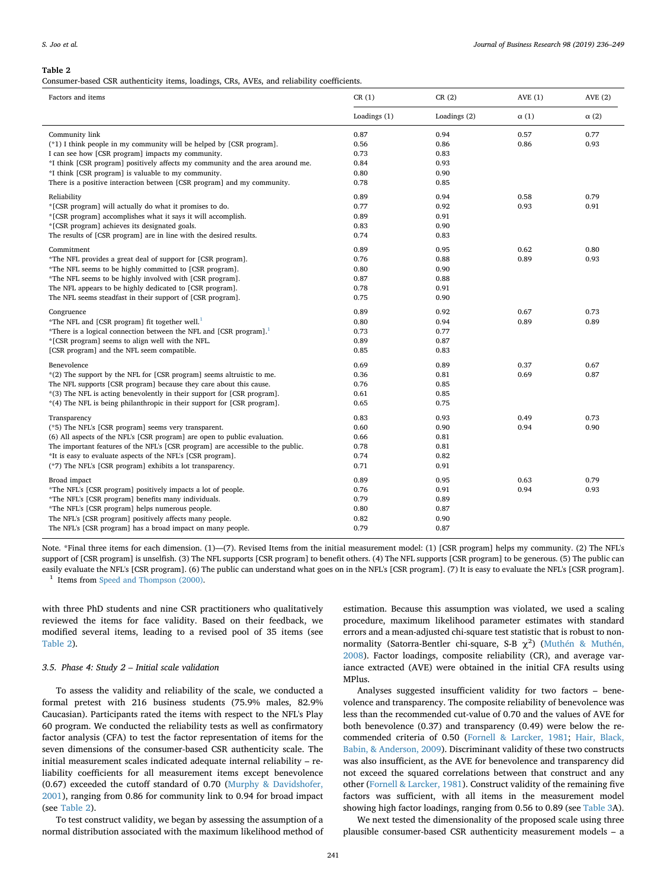**Table 2**
Consumer-based CSR authenticity items, loadings, CRs, AVEs, and reliability coefficients.

| Factors and items | CR (1) | CR (2) | AVE (1) | AVE (2) |
|---|---|---|---|---|
| | Loadings (1) | Loadings (2) | α (1) | α (2) |
| Community link | 0.87 | 0.94 | 0.57 | 0.77 |
| (*1) I think people in my community will be helped by [CSR program]. | 0.56 | 0.86 | 0.86 | 0.93 |
| I can see how [CSR program] impacts my community. | 0.73 | 0.83 | | |
| *I think [CSR program] positively affects my community and the area around me. | 0.84 | 0.93 | | |
| *I think [CSR program] is valuable to my community. | 0.80 | 0.90 | | |
| There is a positive interaction between [CSR program] and my community. | 0.78 | 0.85 | | |
| Reliability | 0.89 | 0.94 | 0.58 | 0.79 |
| *[CSR program] will actually do what it promises to do. | 0.77 | 0.92 | 0.93 | 0.91 |
| *[CSR program] accomplishes what it says it will accomplish. | 0.89 | 0.91 | | |
| *[CSR program] achieves its designated goals. | 0.83 | 0.90 | | |
| The results of [CSR program] are in line with the desired results. | 0.74 | 0.83 | | |
| Commitment | 0.89 | 0.95 | 0.62 | 0.80 |
| *The NFL provides a great deal of support for [CSR program]. | 0.76 | 0.88 | 0.89 | 0.93 |
| *The NFL seems to be highly committed to [CSR program]. | 0.80 | 0.90 | | |
| *The NFL seems to be highly involved with [CSR program]. | 0.87 | 0.88 | | |
| The NFL appears to be highly dedicated to [CSR program]. | 0.78 | 0.91 | | |
| The NFL seems steadfast in their support of [CSR program]. | 0.75 | 0.90 | | |
| Congruence | 0.89 | 0.92 | 0.67 | 0.73 |
| *The NFL and [CSR program] fit together well.[1] | 0.80 | 0.94 | 0.89 | 0.89 |
| *There is a logical connection between the NFL and [CSR program].[1] | 0.73 | 0.77 | | |
| *[CSR program] seems to align well with the NFL. | 0.89 | 0.87 | | |
| [CSR program] and the NFL seem compatible. | 0.85 | 0.83 | | |
| Benevolence | 0.69 | 0.89 | 0.37 | 0.67 |
| *(2) The support by the NFL for [CSR program] seems altruistic to me. | 0.36 | 0.81 | 0.69 | 0.87 |
| The NFL supports [CSR program] because they care about this cause. | 0.76 | 0.85 | | |
| *(3) The NFL is acting benevolently in their support for [CSR program]. | 0.61 | 0.85 | | |
| *(4) The NFL is being philanthropic in their support for [CSR program]. | 0.65 | 0.75 | | |
| Transparency | 0.83 | 0.93 | 0.49 | 0.73 |
| (*5) The NFL's [CSR program] seems very transparent. | 0.60 | 0.90 | 0.94 | 0.90 |
| (6) All aspects of the NFL's [CSR program] are open to public evaluation. | 0.66 | 0.81 | | |
| The important features of the NFL's [CSR program] are accessible to the public. | 0.78 | 0.81 | | |
| *It is easy to evaluate aspects of the NFL's [CSR program]. | 0.74 | 0.82 | | |
| (*7) The NFL's [CSR program] exhibits a lot transparency. | 0.71 | 0.91 | | |
| Broad impact | 0.89 | 0.95 | 0.63 | 0.79 |
| *The NFL's [CSR program] positively impacts a lot of people. | 0.76 | 0.91 | 0.94 | 0.93 |
| *The NFL's [CSR program] benefits many individuals. | 0.79 | 0.89 | | |
| *The NFL's [CSR program] helps numerous people. | 0.80 | 0.87 | | |
| The NFL's [CSR program] positively affects many people. | 0.82 | 0.90 | | |
| The NFL's [CSR program] has a broad impact on many people. | 0.79 | 0.87 | | |

Note. *Final three items for each dimension. (1)—(7). Revised Items from the initial measurement model: (1) [CSR program] helps my community. (2) The NFL's support of [CSR program] is unselfish. (3) The NFL supports [CSR program] to benefit others. (4) The NFL supports [CSR program] to be generous. (5) The public can easily evaluate the NFL's [CSR program]. (6) The public can understand what goes on in the NFL's [CSR program]. (7) It is easy to evaluate the NFL's [CSR program].

[1] Items from Speed and Thompson (2000).

with three PhD students and nine CSR practitioners who qualitatively reviewed the items for face validity. Based on their feedback, we modified several items, leading to a revised pool of 35 items (see Table 2).

### 3.5. Phase 4: Study 2 – Initial scale validation

To assess the validity and reliability of the scale, we conducted a formal pretest with 216 business students (75.9% males, 82.9% Caucasian). Participants rated the items with respect to the NFL's Play 60 program. We conducted the reliability tests as well as confirmatory factor analysis (CFA) to test the factor representation of items for the seven dimensions of the consumer-based CSR authenticity scale. The initial measurement scales indicated adequate internal reliability – reliability coefficients for all measurement items except benevolence (0.67) exceeded the cutoff standard of 0.70 (Murphy & Davidshofer, 2001), ranging from 0.86 for community link to 0.94 for broad impact (see Table 2).

To test construct validity, we began by assessing the assumption of a normal distribution associated with the maximum likelihood method of estimation. Because this assumption was violated, we used a scaling procedure, maximum likelihood parameter estimates with standard errors and a mean-adjusted chi-square test statistic that is robust to non-normality (Satorra-Bentler chi-square, S-B $\chi^2$) (Muthén & Muthén, 2008). Factor loadings, composite reliability (CR), and average variance extracted (AVE) were obtained in the initial CFA results using MPlus.

Analyses suggested insufficient validity for two factors – benevolence and transparency. The composite reliability of benevolence was less than the recommended cut-value of 0.70 and the values of AVE for both benevolence (0.37) and transparency (0.49) were below the recommended criteria of 0.50 (Fornell & Larcker, 1981; Hair, Black, Babin, & Anderson, 2009). Discriminant validity of these two constructs was also insufficient, as the AVE for benevolence and transparency did not exceed the squared correlations between that construct and any other (Fornell & Larcker, 1981). Construct validity of the remaining five factors was sufficient, with all items in the measurement model showing high factor loadings, ranging from 0.56 to 0.89 (see Table 3A).

We next tested the dimensionality of the proposed scale using three plausible consumer-based CSR authenticity measurement models – a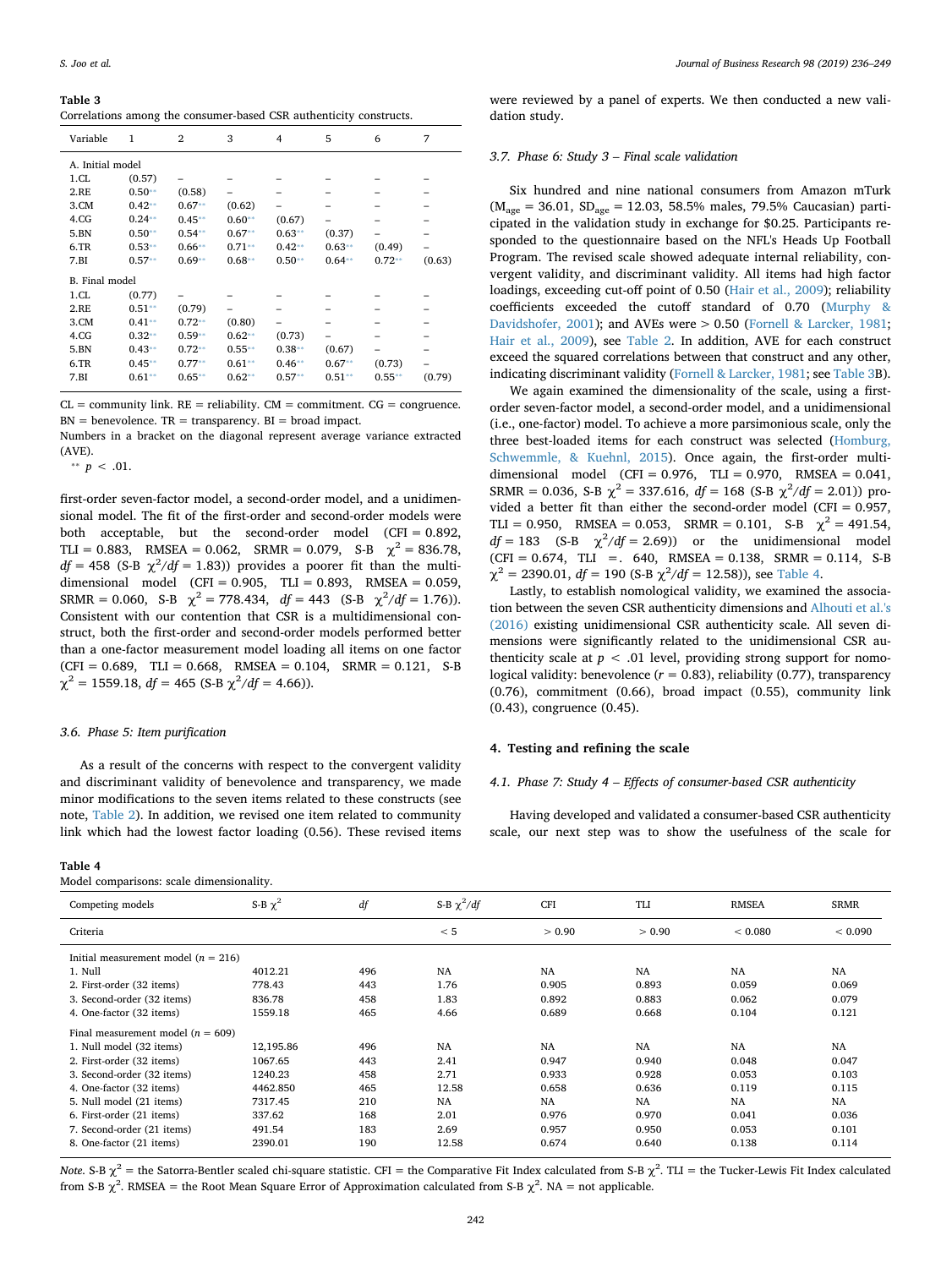**Table 3**
Correlations among the consumer-based CSR authenticity constructs.

| Variable | 1 | 2 | 3 | 4 | 5 | 6 | 7 |
|---|---|---|---|---|---|---|---|
| A. Initial model | | | | | | | |
| 1.CL | (0.57) | – | – | – | – | – | – |
| 2.RE | 0.50** | (0.58) | – | – | – | – | – |
| 3.CM | 0.42** | 0.67** | (0.62) | – | – | – | – |
| 4.CG | 0.24** | 0.45** | 0.60** | (0.67) | – | – | – |
| 5.BN | 0.50** | 0.54** | 0.67** | 0.63** | (0.37) | – | – |
| 6.TR | 0.53** | 0.66** | 0.71** | 0.42** | 0.63** | (0.49) | – |
| 7.BI | 0.57** | 0.69** | 0.68** | 0.50** | 0.64** | 0.72** | (0.63) |
| B. Final model | | | | | | | |
| 1.CL | (0.77) | – | – | – | – | – | – |
| 2.RE | 0.51** | (0.79) | – | – | – | – | – |
| 3.CM | 0.41** | 0.72** | (0.80) | – | – | – | – |
| 4.CG | 0.32** | 0.59** | 0.62** | (0.73) | – | – | – |
| 5.BN | 0.43** | 0.72** | 0.55** | 0.38** | (0.67) | – | – |
| 6.TR | 0.45** | 0.77** | 0.61** | 0.46** | 0.67** | (0.73) | – |
| 7.BI | 0.61** | 0.65** | 0.62** | 0.57** | 0.51** | 0.55** | (0.79) |

CL = community link. RE = reliability. CM = commitment. CG = congruence. BN = benevolence. TR = transparency. BI = broad impact.
Numbers in a bracket on the diagonal represent average variance extracted (AVE).
** $p < .01$.

first-order seven-factor model, a second-order model, and a unidimensional model. The fit of the first-order and second-order models were both acceptable, but the second-order model (CFI = 0.892, TLI = 0.883, RMSEA = 0.062, SRMR = 0.079, S-B $\chi^2$ = 836.78, $df$ = 458 (S-B $\chi^2/df$ = 1.83)) provides a poorer fit than the multidimensional model (CFI = 0.905, TLI = 0.893, RMSEA = 0.059, SRMR = 0.060, S-B $\chi^2$ = 778.434, $df$ = 443 (S-B $\chi^2/df$ = 1.76)). Consistent with our contention that CSR is a multidimensional construct, both the first-order and second-order models performed better than a one-factor measurement model loading all items on one factor (CFI = 0.689, TLI = 0.668, RMSEA = 0.104, SRMR = 0.121, S-B $\chi^2$ = 1559.18, $df$ = 465 (S-B $\chi^2/df$ = 4.66)).

### 3.6. Phase 5: Item purification

As a result of the concerns with respect to the convergent validity and discriminant validity of benevolence and transparency, we made minor modifications to the seven items related to these constructs (see note, Table 2). In addition, we revised one item related to community link which had the lowest factor loading (0.56). These revised items were reviewed by a panel of experts. We then conducted a new validation study.

### 3.7. Phase 6: Study 3 – Final scale validation

Six hundred and nine national consumers from Amazon mTurk ($M_{age}$ = 36.01, $SD_{age}$ = 12.03, 58.5% males, 79.5% Caucasian) participated in the validation study in exchange for \$0.25. Participants responded to the questionnaire based on the NFL's Heads Up Football Program. The revised scale showed adequate internal reliability, convergent validity, and discriminant validity. All items had high factor loadings, exceeding cut-off point of 0.50 (Hair et al., 2009); reliability coefficients exceeded the cutoff standard of 0.70 (Murphy & Davidshofer, 2001); and AVEs were > 0.50 (Fornell & Larcker, 1981; Hair et al., 2009), see Table 2. In addition, AVE for each construct exceed the squared correlations between that construct and any other, indicating discriminant validity (Fornell & Larcker, 1981; see Table 3B).

We again examined the dimensionality of the scale, using a first-order seven-factor model, a second-order model, and a unidimensional (i.e., one-factor) model. To achieve a more parsimonious scale, only the three best-loaded items for each construct was selected (Homburg, Schwemmle, & Kuehnl, 2015). Once again, the first-order multidimensional model (CFI = 0.976, TLI = 0.970, RMSEA = 0.041, SRMR = 0.036, S-B $\chi^2$ = 337.616, $df$ = 168 (S-B $\chi^2/df$ = 2.01)) provided a better fit than either the second-order model (CFI = 0.957, TLI = 0.950, RMSEA = 0.053, SRMR = 0.101, S-B $\chi^2$ = 491.54, $df$ = 183 (S-B $\chi^2/df$ = 2.69)) or the unidimensional model (CFI = 0.674, TLI =. 640, RMSEA = 0.138, SRMR = 0.114, S-B $\chi^2$ = 2390.01, $df$ = 190 (S-B $\chi^2/df$ = 12.58)), see Table 4.

Lastly, to establish nomological validity, we examined the association between the seven CSR authenticity dimensions and Alhouti et al.'s (2016) existing unidimensional CSR authenticity scale. All seven dimensions were significantly related to the unidimensional CSR authenticity scale at $p < .01$ level, providing strong support for nomological validity: benevolence ($r$ = 0.83), reliability (0.77), transparency (0.76), commitment (0.66), broad impact (0.55), community link (0.43), congruence (0.45).

## 4. Testing and refining the scale

### 4.1. Phase 7: Study 4 – Effects of consumer-based CSR authenticity

Having developed and validated a consumer-based CSR authenticity scale, our next step was to show the usefulness of the scale for

**Table 4**
Model comparisons: scale dimensionality.

| Competing models | S-B $\chi^2$ | $df$ | S-B $\chi^2/df$ | CFI | TLI | RMSEA | SRMR |
|---|---|---|---|---|---|---|---|
| Criteria | | | < 5 | > 0.90 | > 0.90 | < 0.080 | < 0.090 |
| Initial measurement model ($n$ = 216) | | | | | | | |
| 1. Null | 4012.21 | 496 | NA | NA | NA | NA | NA |
| 2. First-order (32 items) | 778.43 | 443 | 1.76 | 0.905 | 0.893 | 0.059 | 0.069 |
| 3. Second-order (32 items) | 836.78 | 458 | 1.83 | 0.892 | 0.883 | 0.062 | 0.079 |
| 4. One-factor (32 items) | 1559.18 | 465 | 4.66 | 0.689 | 0.668 | 0.104 | 0.121 |
| Final measurement model ($n$ = 609) | | | | | | | |
| 1. Null model (32 items) | 12,195.86 | 496 | NA | NA | NA | NA | NA |
| 2. First-order (32 items) | 1067.65 | 443 | 2.41 | 0.947 | 0.940 | 0.048 | 0.047 |
| 3. Second-order (32 items) | 1240.23 | 458 | 2.71 | 0.933 | 0.928 | 0.053 | 0.103 |
| 4. One-factor (32 items) | 4462.850 | 465 | 12.58 | 0.658 | 0.636 | 0.119 | 0.115 |
| 5. Null model (21 items) | 7317.45 | 210 | NA | NA | NA | NA | NA |
| 6. First-order (21 items) | 337.62 | 168 | 2.01 | 0.976 | 0.970 | 0.041 | 0.036 |
| 7. Second-order (21 items) | 491.54 | 183 | 2.69 | 0.957 | 0.950 | 0.053 | 0.101 |
| 8. One-factor (21 items) | 2390.01 | 190 | 12.58 | 0.674 | 0.640 | 0.138 | 0.114 |

*Note.* S-B $\chi^2$ = the Satorra-Bentler scaled chi-square statistic. CFI = the Comparative Fit Index calculated from S-B $\chi^2$. TLI = the Tucker-Lewis Fit Index calculated from S-B $\chi^2$. RMSEA = the Root Mean Square Error of Approximation calculated from S-B $\chi^2$. NA = not applicable.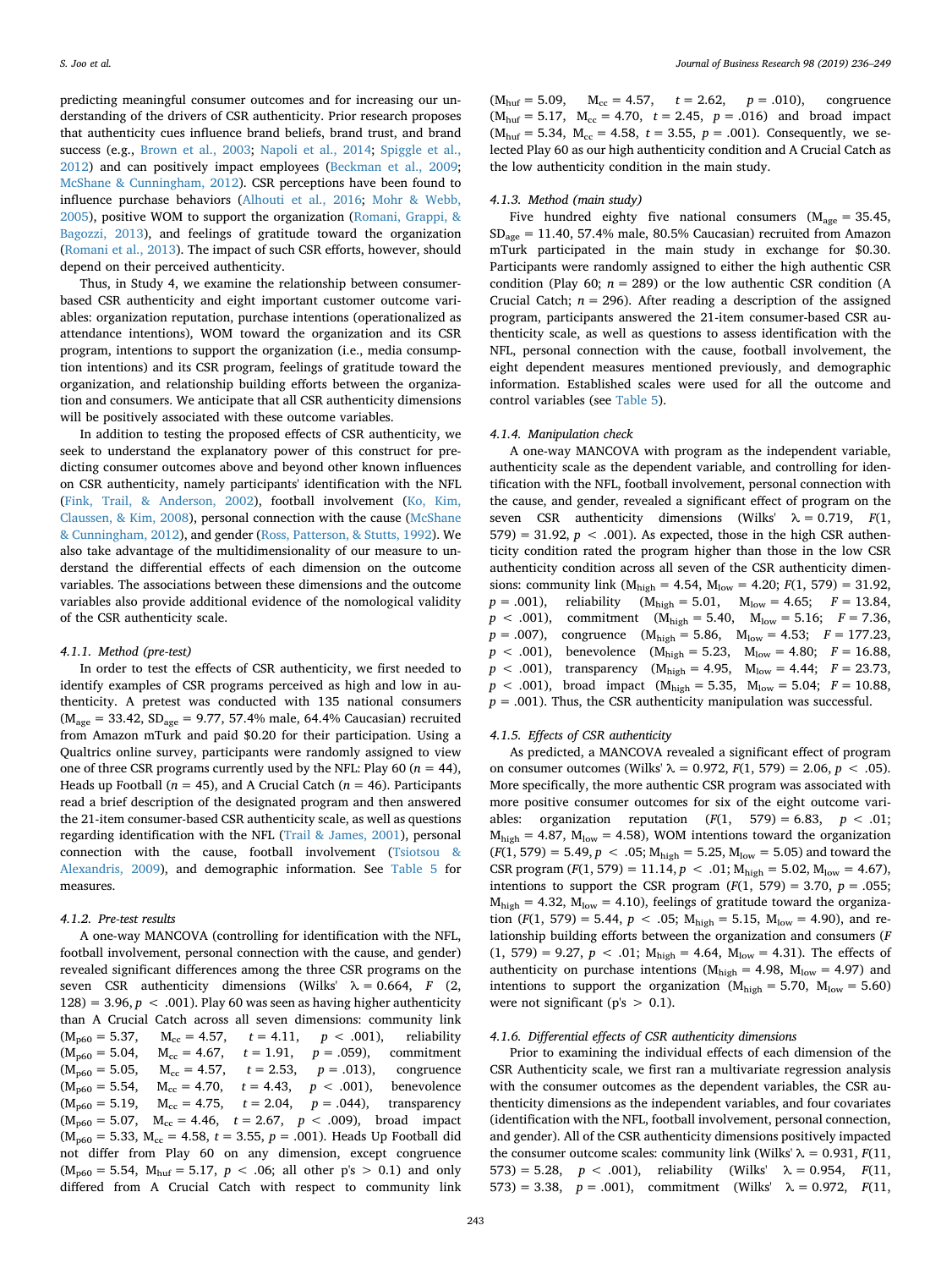predicting meaningful consumer outcomes and for increasing our understanding of the drivers of CSR authenticity. Prior research proposes that authenticity cues influence brand beliefs, brand trust, and brand success (e.g., Brown et al., 2003; Napoli et al., 2014; Spiggle et al., 2012) and can positively impact employees (Beckman et al., 2009; McShane & Cunningham, 2012). CSR perceptions have been found to influence purchase behaviors (Alhouti et al., 2016; Mohr & Webb, 2005), positive WOM to support the organization (Romani, Grappi, & Bagozzi, 2013), and feelings of gratitude toward the organization (Romani et al., 2013). The impact of such CSR efforts, however, should depend on their perceived authenticity.

Thus, in Study 4, we examine the relationship between consumer-based CSR authenticity and eight important customer outcome variables: organization reputation, purchase intentions (operationalized as attendance intentions), WOM toward the organization and its CSR program, intentions to support the organization (i.e., media consumption intentions) and its CSR program, feelings of gratitude toward the organization, and relationship building efforts between the organization and consumers. We anticipate that all CSR authenticity dimensions will be positively associated with these outcome variables.

In addition to testing the proposed effects of CSR authenticity, we seek to understand the explanatory power of this construct for predicting consumer outcomes above and beyond other known influences on CSR authenticity, namely participants' identification with the NFL (Fink, Trail, & Anderson, 2002), football involvement (Ko, Kim, Claussen, & Kim, 2008), personal connection with the cause (McShane & Cunningham, 2012), and gender (Ross, Patterson, & Stutts, 1992). We also take advantage of the multidimensionality of our measure to understand the differential effects of each dimension on the outcome variables. The associations between these dimensions and the outcome variables also provide additional evidence of the nomological validity of the CSR authenticity scale.

#### 4.1.1. Method (pre-test)

In order to test the effects of CSR authenticity, we first needed to identify examples of CSR programs perceived as high and low in authenticity. A pretest was conducted with 135 national consumers ($M_{age} = 33.42$, $SD_{age} = 9.77$, 57.4% male, 64.4% Caucasian) recruited from Amazon mTurk and paid $0.20 for their participation. Using a Qualtrics online survey, participants were randomly assigned to view one of three CSR programs currently used by the NFL: Play 60 ($n = 44$), Heads up Football ($n = 45$), and A Crucial Catch ($n = 46$). Participants read a brief description of the designated program and then answered the 21-item consumer-based CSR authenticity scale, as well as questions regarding identification with the NFL (Trail & James, 2001), personal connection with the cause, football involvement (Tsiotsou & Alexandris, 2009), and demographic information. See Table 5 for measures.

#### 4.1.2. Pre-test results

A one-way MANCOVA (controlling for identification with the NFL, football involvement, personal connection with the cause, and gender) revealed significant differences among the three CSR programs on the seven CSR authenticity dimensions (Wilks' $\lambda = 0.664$, $F(2, 128) = 3.96$, $p < .001$). Play 60 was seen as having higher authenticity than A Crucial Catch across all seven dimensions: community link ($M_{p60} = 5.37$, $M_{cc} = 4.57$, $t = 4.11$, $p < .001$), reliability ($M_{p60} = 5.04$, $M_{cc} = 4.67$, $t = 1.91$, $p = .059$), commitment ($M_{p60} = 5.05$, $M_{cc} = 4.57$, $t = 2.53$, $p = .013$), congruence ($M_{p60} = 5.54$, $M_{cc} = 4.70$, $t = 4.43$, $p < .001$), benevolence ($M_{p60} = 5.19$, $M_{cc} = 4.75$, $t = 2.04$, $p = .044$), transparency ($M_{p60} = 5.07$, $M_{cc} = 4.46$, $t = 2.67$, $p < .009$), broad impact ($M_{p60} = 5.33$, $M_{cc} = 4.58$, $t = 3.55$, $p = .001$). Heads Up Football did not differ from Play 60 on any dimension, except congruence ($M_{p60} = 5.54$, $M_{huf} = 5.17$, $p < .06$; all other p's > 0.1) and only differed from A Crucial Catch with respect to community link ($M_{huf} = 5.09$, $M_{cc} = 4.57$, $t = 2.62$, $p = .010$), congruence ($M_{huf} = 5.17$, $M_{cc} = 4.70$, $t = 2.45$, $p = .016$) and broad impact ($M_{huf} = 5.34$, $M_{cc} = 4.58$, $t = 3.55$, $p = .001$). Consequently, we selected Play 60 as our high authenticity condition and A Crucial Catch as the low authenticity condition in the main study.

#### 4.1.3. Method (main study)

Five hundred eighty five national consumers ($M_{age} = 35.45$, $SD_{age} = 11.40$, 57.4% male, 80.5% Caucasian) recruited from Amazon mTurk participated in the main study in exchange for $0.30. Participants were randomly assigned to either the high authentic CSR condition (Play 60; $n = 289$) or the low authentic CSR condition (A Crucial Catch; $n = 296$). After reading a description of the assigned program, participants answered the 21-item consumer-based CSR authenticity scale, as well as questions to assess identification with the NFL, personal connection with the cause, football involvement, the eight dependent measures mentioned previously, and demographic information. Established scales were used for all the outcome and control variables (see Table 5).

#### 4.1.4. Manipulation check

A one-way MANCOVA with program as the independent variable, authenticity scale as the dependent variable, and controlling for identification with the NFL, football involvement, personal connection with the cause, and gender, revealed a significant effect of program on the seven CSR authenticity dimensions (Wilks' $\lambda = 0.719$, $F(1, 579) = 31.92$, $p < .001$). As expected, those in the high CSR authenticity condition rated the program higher than those in the low CSR authenticity condition across all seven of the CSR authenticity dimensions: community link ($M_{high} = 4.54$, $M_{low} = 4.20$; $F(1, 579) = 31.92$, $p = .001$), reliability ($M_{high} = 5.01$, $M_{low} = 4.65$; $F = 13.84$, $p < .001$), commitment ($M_{high} = 5.40$, $M_{low} = 5.16$; $F = 7.36$, $p = .007$), congruence ($M_{high} = 5.86$, $M_{low} = 4.53$; $F = 177.23$, $p < .001$), benevolence ($M_{high} = 5.23$, $M_{low} = 4.80$; $F = 16.88$, $p < .001$), transparency ($M_{high} = 4.95$, $M_{low} = 4.44$; $F = 23.73$, $p < .001$), broad impact ($M_{high} = 5.35$, $M_{low} = 5.04$; $F = 10.88$, $p = .001$). Thus, the CSR authenticity manipulation was successful.

#### 4.1.5. Effects of CSR authenticity

As predicted, a MANCOVA revealed a significant effect of program on consumer outcomes (Wilks' $\lambda = 0.972$, $F(1, 579) = 2.06$, $p < .05$). More specifically, the more authentic CSR program was associated with more positive consumer outcomes for six of the eight outcome variables: organization reputation ($F(1, 579) = 6.83$, $p < .01$; $M_{high} = 4.87$, $M_{low} = 4.58$), WOM intentions toward the organization ($F(1, 579) = 5.49$, $p < .05$; $M_{high} = 5.25$, $M_{low} = 5.05$) and toward the CSR program ($F(1, 579) = 11.14$, $p < .01$; $M_{high} = 5.02$, $M_{low} = 4.67$), intentions to support the CSR program ($F(1, 579) = 3.70$, $p = .055$; $M_{high} = 4.32$, $M_{low} = 4.10$), feelings of gratitude toward the organization ($F(1, 579) = 5.44$, $p < .05$; $M_{high} = 5.15$, $M_{low} = 4.90$), and relationship building efforts between the organization and consumers ($F(1, 579) = 9.27$, $p < .01$; $M_{high} = 4.64$, $M_{low} = 4.31$). The effects of authenticity on purchase intentions ($M_{high} = 4.98$, $M_{low} = 4.97$) and intentions to support the organization ($M_{high} = 5.70$, $M_{low} = 5.60$) were not significant (p's > 0.1).

#### 4.1.6. Differential effects of CSR authenticity dimensions

Prior to examining the individual effects of each dimension of the CSR Authenticity scale, we first ran a multivariate regression analysis with the consumer outcomes as the dependent variables, the CSR authenticity dimensions as the independent variables, and four covariates (identification with the NFL, football involvement, personal connection, and gender). All of the CSR authenticity dimensions positively impacted the consumer outcome scales: community link (Wilks' $\lambda = 0.931$, $F(11, 573) = 5.28$, $p < .001$), reliability (Wilks' $\lambda = 0.954$, $F(11, 573) = 3.38$, $p = .001$), commitment (Wilks' $\lambda = 0.972$, $F(11,$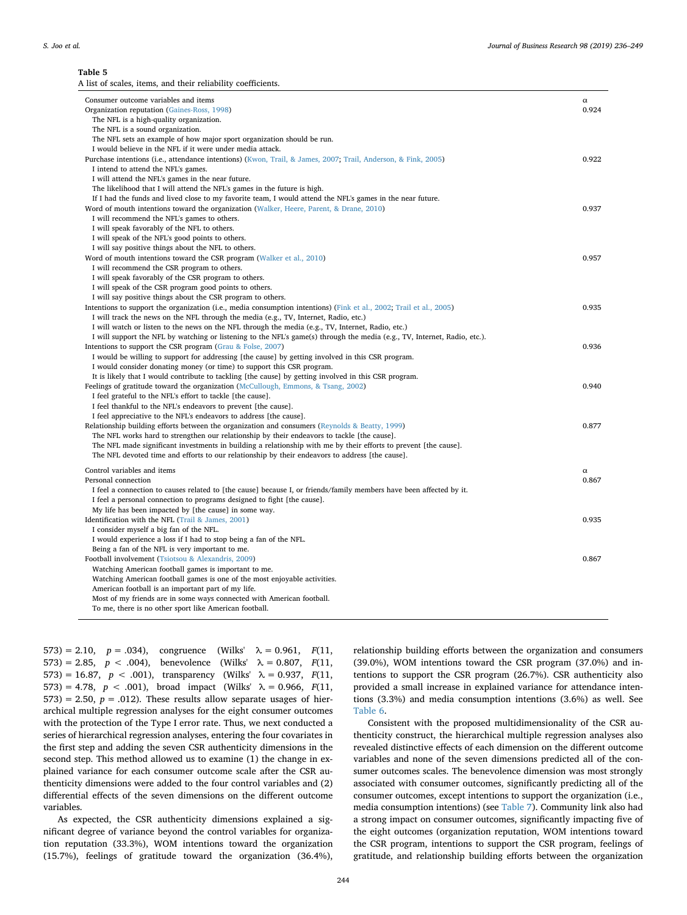**Table 5**
A list of scales, items, and their reliability coefficients.

| Consumer outcome variables and items | α |
|---|---|
| Organization reputation (Gaines-Ross, 1998) | 0.924 |
| The NFL is a high-quality organization. | |
| The NFL is a sound organization. | |
| The NFL sets an example of how major sport organization should be run. | |
| I would believe in the NFL if it were under media attack. | |
| Purchase intentions (i.e., attendance intentions) (Kwon, Trail, & James, 2007; Trail, Anderson, & Fink, 2005) | 0.922 |
| I intend to attend the NFL's games. | |
| I will attend the NFL's games in the near future. | |
| The likelihood that I will attend the NFL's games in the future is high. | |
| If I had the funds and lived close to my favorite team, I would attend the NFL's games in the near future. | |
| Word of mouth intentions toward the organization (Walker, Heere, Parent, & Drane, 2010) | 0.937 |
| I will recommend the NFL's games to others. | |
| I will speak favorably of the NFL to others. | |
| I will speak of the NFL's good points to others. | |
| I will say positive things about the NFL to others. | |
| Word of mouth intentions toward the CSR program (Walker et al., 2010) | 0.957 |
| I will recommend the CSR program to others. | |
| I will speak favorably of the CSR program to others. | |
| I will speak of the CSR program good points to others. | |
| I will say positive things about the CSR program to others. | |
| Intentions to support the organization (i.e., media consumption intentions) (Fink et al., 2002; Trail et al., 2005) | 0.935 |
| I will track the news on the NFL through the media (e.g., TV, Internet, Radio, etc.) | |
| I will watch or listen to the news on the NFL through the media (e.g., TV, Internet, Radio, etc.) | |
| I will support the NFL by watching or listening to the NFL's game(s) through the media (e.g., TV, Internet, Radio, etc.). | |
| Intentions to support the CSR program (Grau & Folse, 2007) | 0.936 |
| I would be willing to support for addressing [the cause] by getting involved in this CSR program. | |
| I would consider donating money (or time) to support this CSR program. | |
| It is likely that I would contribute to tackling [the cause] by getting involved in this CSR program. | |
| Feelings of gratitude toward the organization (McCullough, Emmons, & Tsang, 2002) | 0.940 |
| I feel grateful to the NFL's effort to tackle [the cause]. | |
| I feel thankful to the NFL's endeavors to prevent [the cause]. | |
| I feel appreciative to the NFL's endeavors to address [the cause]. | |
| Relationship building efforts between the organization and consumers (Reynolds & Beatty, 1999) | 0.877 |
| The NFL works hard to strengthen our relationship by their endeavors to tackle [the cause]. | |
| The NFL made significant investments in building a relationship with me by their efforts to prevent [the cause]. | |
| The NFL devoted time and efforts to our relationship by their endeavors to address [the cause]. | |
| **Control variables and items** | **α** |
| Personal connection | 0.867 |
| I feel a connection to causes related to [the cause] because I, or friends/family members have been affected by it. | |
| I feel a personal connection to programs designed to fight [the cause]. | |
| My life has been impacted by [the cause] in some way. | |
| Identification with the NFL (Trail & James, 2001) | 0.935 |
| I consider myself a big fan of the NFL. | |
| I would experience a loss if I had to stop being a fan of the NFL. | |
| Being a fan of the NFL is very important to me. | |
| Football involvement (Tsiotsou & Alexandris, 2009) | 0.867 |
| Watching American football games is important to me. | |
| Watching American football games is one of the most enjoyable activities. | |
| American football is an important part of my life. | |
| Most of my friends are in some ways connected with American football. | |
| To me, there is no other sport like American football. | |

573) = 2.10, $p = .034$), congruence (Wilks' $\lambda = 0.961$, $F(11, 573) = 2.85$, $p < .004$), benevolence (Wilks' $\lambda = 0.807$, $F(11, 573) = 16.87$, $p < .001$), transparency (Wilks' $\lambda = 0.937$, $F(11, 573) = 4.78$, $p < .001$), broad impact (Wilks' $\lambda = 0.966$, $F(11, 573) = 2.50$, $p = .012$). These results allow separate usages of hierarchical multiple regression analyses for the eight consumer outcomes with the protection of the Type I error rate. Thus, we next conducted a series of hierarchical regression analyses, entering the four covariates in the first step and adding the seven CSR authenticity dimensions in the second step. This method allowed us to examine (1) the change in explained variance for each consumer outcome scale after the CSR authenticity dimensions were added to the four control variables and (2) differential effects of the seven dimensions on the different outcome variables.

As expected, the CSR authenticity dimensions explained a significant degree of variance beyond the control variables for organization reputation (33.3%), WOM intentions toward the organization (15.7%), feelings of gratitude toward the organization (36.4%), relationship building efforts between the organization and consumers (39.0%), WOM intentions toward the CSR program (37.0%) and intentions to support the CSR program (26.7%). CSR authenticity also provided a small increase in explained variance for attendance intentions (3.3%) and media consumption intentions (3.6%) as well. See Table 6.

Consistent with the proposed multidimensionality of the CSR authenticity construct, the hierarchical multiple regression analyses also revealed distinctive effects of each dimension on the different outcome variables and none of the seven dimensions predicted all of the consumer outcomes scales. The benevolence dimension was most strongly associated with consumer outcomes, significantly predicting all of the consumer outcomes, except intentions to support the organization (i.e., media consumption intentions) (see Table 7). Community link also had a strong impact on consumer outcomes, significantly impacting five of the eight outcomes (organization reputation, WOM intentions toward the CSR program, intentions to support the CSR program, feelings of gratitude, and relationship building efforts between the organization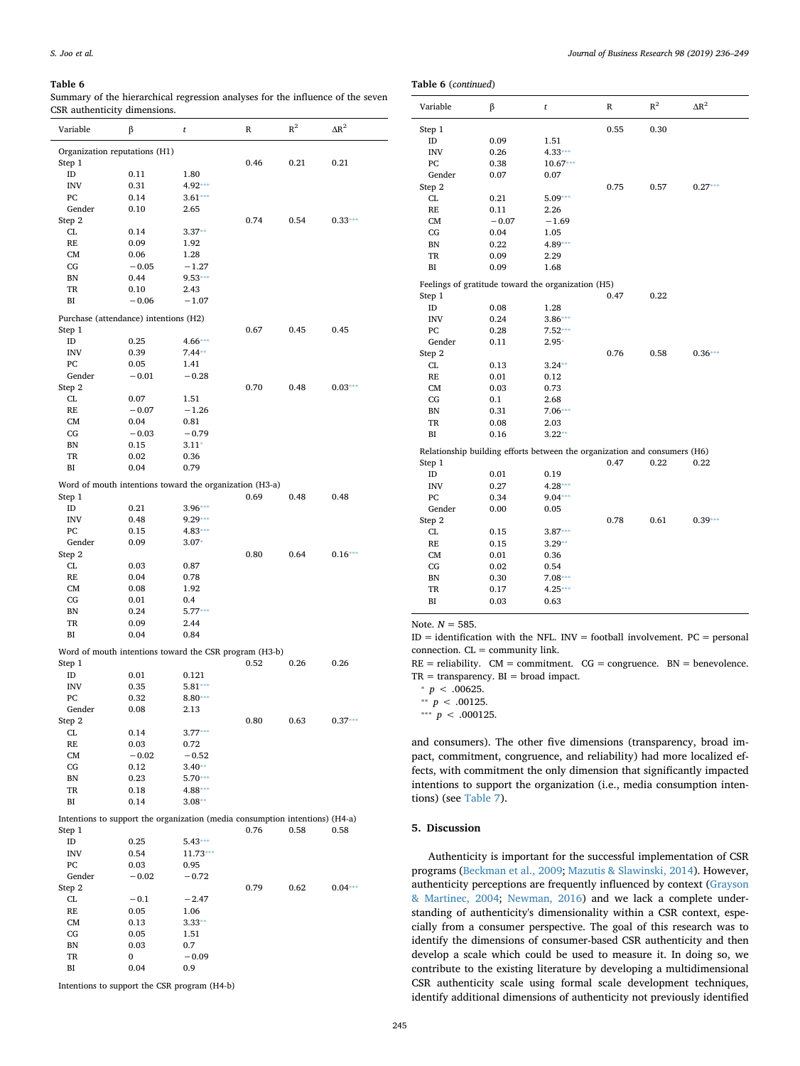**Table 6**

Summary of the hierarchical regression analyses for the influence of the seven CSR authenticity dimensions.

| Variable | β | *t* | R | $R^2$ | $\Delta R^2$ |
|---|---|---|---|---|---|
| Organization reputations (H1) | | | | | |
| Step 1 | | | 0.46 | 0.21 | 0.21 |
| ID | 0.11 | 1.80 | | | |
| INV | 0.31 | 4.92*** | | | |
| PC | 0.14 | 3.61*** | | | |
| Gender | 0.10 | 2.65 | | | |
| Step 2 | | | 0.74 | 0.54 | 0.33*** |
| CL | 0.14 | 3.37** | | | |
| RE | 0.09 | 1.92 | | | |
| CM | 0.06 | 1.28 | | | |
| CG | −0.05 | −1.27 | | | |
| BN | 0.44 | 9.53*** | | | |
| TR | 0.10 | 2.43 | | | |
| BI | −0.06 | −1.07 | | | |
| Purchase (attendance) intentions (H2) | | | | | |
| Step 1 | | | 0.67 | 0.45 | 0.45 |
| ID | 0.25 | 4.66*** | | | |
| INV | 0.39 | 7.44** | | | |
| PC | 0.05 | 1.41 | | | |
| Gender | −0.01 | −0.28 | | | |
| Step 2 | | | 0.70 | 0.48 | 0.03*** |
| CL | 0.07 | 1.51 | | | |
| RE | −0.07 | −1.26 | | | |
| CM | 0.04 | 0.81 | | | |
| CG | −0.03 | −0.79 | | | |
| BN | 0.15 | 3.11* | | | |
| TR | 0.02 | 0.36 | | | |
| BI | 0.04 | 0.79 | | | |
| Word of mouth intentions toward the organization (H3-a) | | | | | |
| Step 1 | | | 0.69 | 0.48 | 0.48 |
| ID | 0.21 | 3.96*** | | | |
| INV | 0.48 | 9.29*** | | | |
| PC | 0.15 | 4.83*** | | | |
| Gender | 0.09 | 3.07* | | | |
| Step 2 | | | 0.80 | 0.64 | 0.16*** |
| CL | 0.03 | 0.87 | | | |
| RE | 0.04 | 0.78 | | | |
| CM | 0.08 | 1.92 | | | |
| CG | 0.01 | 0.4 | | | |
| BN | 0.24 | 5.77*** | | | |
| TR | 0.09 | 2.44 | | | |
| BI | 0.04 | 0.84 | | | |
| Word of mouth intentions toward the CSR program (H3-b) | | | | | |
| Step 1 | | | 0.52 | 0.26 | 0.26 |
| ID | 0.01 | 0.121 | | | |
| INV | 0.35 | 5.81*** | | | |
| PC | 0.32 | 8.80*** | | | |
| Gender | 0.08 | 2.13 | | | |
| Step 2 | | | 0.80 | 0.63 | 0.37*** |
| CL | 0.14 | 3.77*** | | | |
| RE | 0.03 | 0.72 | | | |
| CM | −0.02 | −0.52 | | | |
| CG | 0.12 | 3.40** | | | |
| BN | 0.23 | 5.70*** | | | |
| TR | 0.18 | 4.88*** | | | |
| BI | 0.14 | 3.08** | | | |
| Intentions to support the organization (media consumption intentions) (H4-a) | | | | | |
| Step 1 | | | 0.76 | 0.58 | 0.58 |
| ID | 0.25 | 5.43*** | | | |
| INV | 0.54 | 11.73*** | | | |
| PC | 0.03 | 0.95 | | | |
| Gender | −0.02 | −0.72 | | | |
| Step 2 | | | 0.79 | 0.62 | 0.04*** |
| CL | −0.1 | −2.47 | | | |
| RE | 0.05 | 1.06 | | | |
| CM | 0.13 | 3.33** | | | |
| CG | 0.05 | 1.51 | | | |
| BN | 0.03 | 0.7 | | | |
| TR | 0 | −0.09 | | | |
| BI | 0.04 | 0.9 | | | |
| Intentions to support the CSR program (H4-b) | | | | | |
| Step 1 | | | 0.55 | 0.30 | |
| ID | 0.09 | 1.51 | | | |
| INV | 0.26 | 4.33*** | | | |
| PC | 0.38 | 10.67*** | | | |
| Gender | 0.07 | 0.07 | | | |
| Step 2 | | | 0.75 | 0.57 | 0.27*** |
| CL | 0.21 | 5.09*** | | | |
| RE | 0.11 | 2.26 | | | |
| CM | −0.07 | −1.69 | | | |
| CG | 0.04 | 1.05 | | | |
| BN | 0.22 | 4.89*** | | | |
| TR | 0.09 | 2.29 | | | |
| BI | 0.09 | 1.68 | | | |
| Feelings of gratitude toward the organization (H5) | | | | | |
| Step 1 | | | 0.47 | 0.22 | |
| ID | 0.08 | 1.28 | | | |
| INV | 0.24 | 3.86*** | | | |
| PC | 0.28 | 7.52*** | | | |
| Gender | 0.11 | 2.95* | | | |
| Step 2 | | | 0.76 | 0.58 | 0.36*** |
| CL | 0.13 | 3.24** | | | |
| RE | 0.01 | 0.12 | | | |
| CM | 0.03 | 0.73 | | | |
| CG | 0.1 | 2.68 | | | |
| BN | 0.31 | 7.06*** | | | |
| TR | 0.08 | 2.03 | | | |
| BI | 0.16 | 3.22** | | | |
| Relationship building efforts between the organization and consumers (H6) | | | | | |
| Step 1 | | | 0.47 | 0.22 | 0.22 |
| ID | 0.01 | 0.19 | | | |
| INV | 0.27 | 4.28*** | | | |
| PC | 0.34 | 9.04*** | | | |
| Gender | 0.00 | 0.05 | | | |
| Step 2 | | | 0.78 | 0.61 | 0.39*** |
| CL | 0.15 | 3.87*** | | | |
| RE | 0.15 | 3.29** | | | |
| CM | 0.01 | 0.36 | | | |
| CG | 0.02 | 0.54 | | | |
| BN | 0.30 | 7.08*** | | | |
| TR | 0.17 | 4.25*** | | | |
| BI | 0.03 | 0.63 | | | |

Note. *N* = 585.

ID = identification with the NFL. INV = football involvement. PC = personal connection. CL = community link.

RE = reliability. CM = commitment. CG = congruence. BN = benevolence. TR = transparency. BI = broad impact.

\* $p < .00625$.

\*\* $p < .00125$.

\*\*\* $p < .000125$.

and consumers). The other five dimensions (transparency, broad impact, commitment, congruence, and reliability) had more localized effects, with commitment the only dimension that significantly impacted intentions to support the organization (i.e., media consumption intentions) (see Table 7).

## 5. Discussion

Authenticity is important for the successful implementation of CSR programs (Beckman et al., 2009; Mazutis & Slawinski, 2014). However, authenticity perceptions are frequently influenced by context (Grayson & Martinec, 2004; Newman, 2016) and we lack a complete understanding of authenticity's dimensionality within a CSR context, especially from a consumer perspective. The goal of this research was to identify the dimensions of consumer-based CSR authenticity and then develop a scale which could be used to measure it. In doing so, we contribute to the existing literature by developing a multidimensional CSR authenticity scale using formal scale development techniques, identify additional dimensions of authenticity not previously identified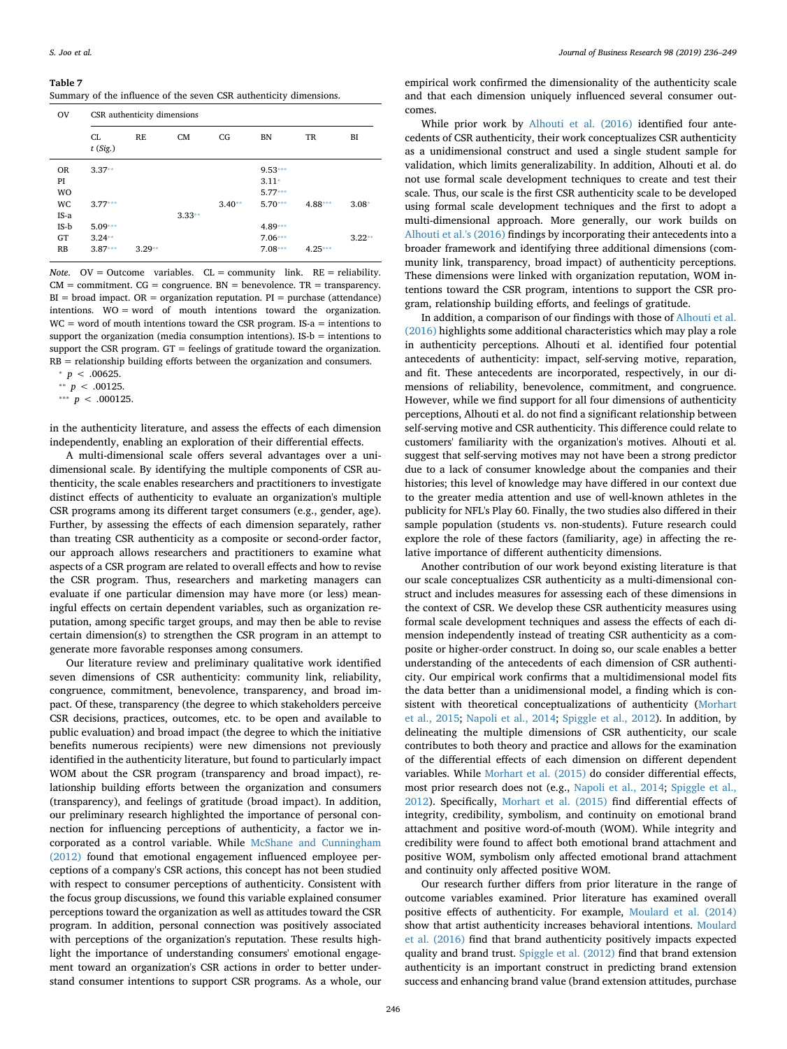**Table 7**
Summary of the influence of the seven CSR authenticity dimensions.

| OV | CSR authenticity dimensions | | | | | | |
|---|---|---|---|---|---|---|---|
| | CL *t (Sig.)* | RE | CM | CG | BN | TR | BI |
| OR | 3.37** | | | | 9.53*** | | |
| PI | | | | | 3.11* | | |
| WO | | | | | 5.77*** | | |
| WC | 3.77*** | | | 3.40** | 5.70*** | 4.88*** | 3.08* |
| IS-a | | | 3.33** | | | | |
| IS-b | 5.09*** | | | | 4.89*** | | |
| GT | 3.24** | | | | 7.06*** | | 3.22** |
| RB | 3.87*** | 3.29** | | | 7.08*** | 4.25*** | |

*Note.* OV = Outcome variables. CL = community link. RE = reliability. CM = commitment. CG = congruence. BN = benevolence. TR = transparency. BI = broad impact. OR = organization reputation. PI = purchase (attendance) intentions. WO = word of mouth intentions toward the organization. WC = word of mouth intentions toward the CSR program. IS-a = intentions to support the organization (media consumption intentions). IS-b = intentions to support the CSR program. GT = feelings of gratitude toward the organization. RB = relationship building efforts between the organization and consumers.

* $p < .00625$.
** $p < .00125$.
*** $p < .000125$.

in the authenticity literature, and assess the effects of each dimension independently, enabling an exploration of their differential effects.

A multi-dimensional scale offers several advantages over a unidimensional scale. By identifying the multiple components of CSR authenticity, the scale enables researchers and practitioners to investigate distinct effects of authenticity to evaluate an organization's multiple CSR programs among its different target consumers (e.g., gender, age). Further, by assessing the effects of each dimension separately, rather than treating CSR authenticity as a composite or second-order factor, our approach allows researchers and practitioners to examine what aspects of a CSR program are related to overall effects and how to revise the CSR program. Thus, researchers and marketing managers can evaluate if one particular dimension may have more (or less) meaningful effects on certain dependent variables, such as organization reputation, among specific target groups, and may then be able to revise certain dimension(s) to strengthen the CSR program in an attempt to generate more favorable responses among consumers.

Our literature review and preliminary qualitative work identified seven dimensions of CSR authenticity: community link, reliability, congruence, commitment, benevolence, transparency, and broad impact. Of these, transparency (the degree to which stakeholders perceive CSR decisions, practices, outcomes, etc. to be open and available to public evaluation) and broad impact (the degree to which the initiative benefits numerous recipients) were new dimensions not previously identified in the authenticity literature, but found to particularly impact WOM about the CSR program (transparency and broad impact), relationship building efforts between the organization and consumers (transparency), and feelings of gratitude (broad impact). In addition, our preliminary research highlighted the importance of personal connection for influencing perceptions of authenticity, a factor we incorporated as a control variable. While McShane and Cunningham (2012) found that emotional engagement influenced employee perceptions of a company's CSR actions, this concept has not been studied with respect to consumer perceptions of authenticity. Consistent with the focus group discussions, we found this variable explained consumer perceptions toward the organization as well as attitudes toward the CSR program. In addition, personal connection was positively associated with perceptions of the organization's reputation. These results highlight the importance of understanding consumers' emotional engagement toward an organization's CSR actions in order to better understand consumer intentions to support CSR programs. As a whole, our empirical work confirmed the dimensionality of the authenticity scale and that each dimension uniquely influenced several consumer outcomes.

While prior work by Alhouti et al. (2016) identified four antecedents of CSR authenticity, their work conceptualizes CSR authenticity as a unidimensional construct and used a single student sample for validation, which limits generalizability. In addition, Alhouti et al. do not use formal scale development techniques to create and test their scale. Thus, our scale is the first CSR authenticity scale to be developed using formal scale development techniques and the first to adopt a multi-dimensional approach. More generally, our work builds on Alhouti et al.'s (2016) findings by incorporating their antecedents into a broader framework and identifying three additional dimensions (community link, transparency, broad impact) of authenticity perceptions. These dimensions were linked with organization reputation, WOM intentions toward the CSR program, intentions to support the CSR program, relationship building efforts, and feelings of gratitude.

In addition, a comparison of our findings with those of Alhouti et al. (2016) highlights some additional characteristics which may play a role in authenticity perceptions. Alhouti et al. identified four potential antecedents of authenticity: impact, self-serving motive, reparation, and fit. These antecedents are incorporated, respectively, in our dimensions of reliability, benevolence, commitment, and congruence. However, while we find support for all four dimensions of authenticity perceptions, Alhouti et al. do not find a significant relationship between self-serving motive and CSR authenticity. This difference could relate to customers' familiarity with the organization's motives. Alhouti et al. suggest that self-serving motives may not have been a strong predictor due to a lack of consumer knowledge about the companies and their histories; this level of knowledge may have differed in our context due to the greater media attention and use of well-known athletes in the publicity for NFL's Play 60. Finally, the two studies also differed in their sample population (students vs. non-students). Future research could explore the role of these factors (familiarity, age) in affecting the relative importance of different authenticity dimensions.

Another contribution of our work beyond existing literature is that our scale conceptualizes CSR authenticity as a multi-dimensional construct and includes measures for assessing each of these dimensions in the context of CSR. We develop these CSR authenticity measures using formal scale development techniques and assess the effects of each dimension independently instead of treating CSR authenticity as a composite or higher-order construct. In doing so, our scale enables a better understanding of the antecedents of each dimension of CSR authenticity. Our empirical work confirms that a multidimensional model fits the data better than a unidimensional model, a finding which is consistent with theoretical conceptualizations of authenticity (Morhart et al., 2015; Napoli et al., 2014; Spiggle et al., 2012). In addition, by delineating the multiple dimensions of CSR authenticity, our scale contributes to both theory and practice and allows for the examination of the differential effects of each dimension on different dependent variables. While Morhart et al. (2015) do consider differential effects, most prior research does not (e.g., Napoli et al., 2014; Spiggle et al., 2012). Specifically, Morhart et al. (2015) find differential effects of integrity, credibility, symbolism, and continuity on emotional brand attachment and positive word-of-mouth (WOM). While integrity and credibility were found to affect both emotional brand attachment and positive WOM, symbolism only affected emotional brand attachment and continuity only affected positive WOM.

Our research further differs from prior literature in the range of outcome variables examined. Prior literature has examined overall positive effects of authenticity. For example, Moulard et al. (2014) show that artist authenticity increases behavioral intentions. Moulard et al. (2016) find that brand authenticity positively impacts expected quality and brand trust. Spiggle et al. (2012) find that brand extension authenticity is an important construct in predicting brand extension success and enhancing brand value (brand extension attitudes, purchase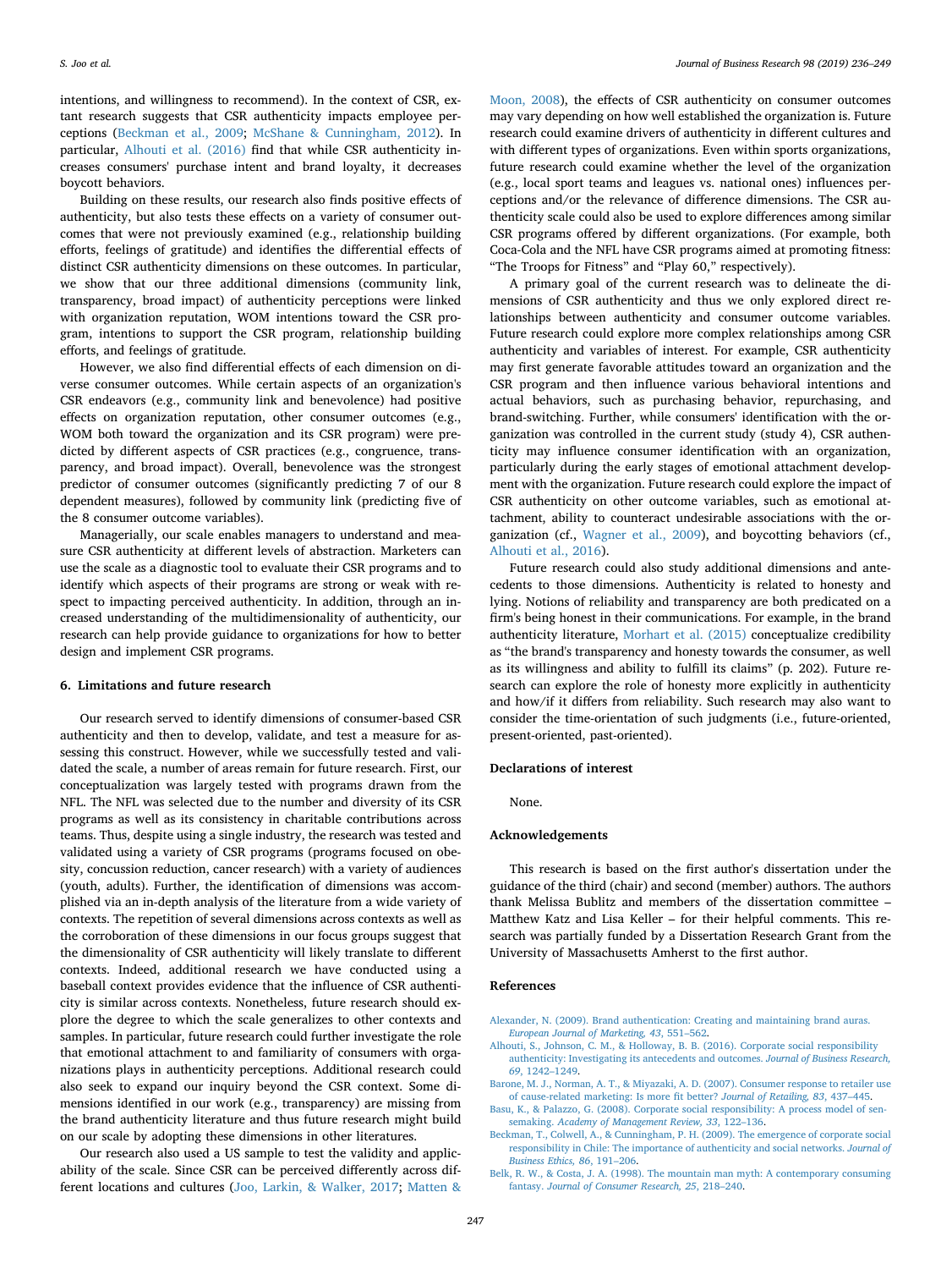intentions, and willingness to recommend). In the context of CSR, extant research suggests that CSR authenticity impacts employee perceptions (Beckman et al., 2009; McShane & Cunningham, 2012). In particular, Alhouti et al. (2016) find that while CSR authenticity increases consumers' purchase intent and brand loyalty, it decreases boycott behaviors.

Building on these results, our research also finds positive effects of authenticity, but also tests these effects on a variety of consumer outcomes that were not previously examined (e.g., relationship building efforts, feelings of gratitude) and identifies the differential effects of distinct CSR authenticity dimensions on these outcomes. In particular, we show that our three additional dimensions (community link, transparency, broad impact) of authenticity perceptions were linked with organization reputation, WOM intentions toward the CSR program, intentions to support the CSR program, relationship building efforts, and feelings of gratitude.

However, we also find differential effects of each dimension on diverse consumer outcomes. While certain aspects of an organization's CSR endeavors (e.g., community link and benevolence) had positive effects on organization reputation, other consumer outcomes (e.g., WOM both toward the organization and its CSR program) were predicted by different aspects of CSR practices (e.g., congruence, transparency, and broad impact). Overall, benevolence was the strongest predictor of consumer outcomes (significantly predicting 7 of our 8 dependent measures), followed by community link (predicting five of the 8 consumer outcome variables).

Managerially, our scale enables managers to understand and measure CSR authenticity at different levels of abstraction. Marketers can use the scale as a diagnostic tool to evaluate their CSR programs and to identify which aspects of their programs are strong or weak with respect to impacting perceived authenticity. In addition, through an increased understanding of the multidimensionality of authenticity, our research can help provide guidance to organizations for how to better design and implement CSR programs.

## 6. Limitations and future research

Our research served to identify dimensions of consumer-based CSR authenticity and then to develop, validate, and test a measure for assessing this construct. However, while we successfully tested and validated the scale, a number of areas remain for future research. First, our conceptualization was largely tested with programs drawn from the NFL. The NFL was selected due to the number and diversity of its CSR programs as well as its consistency in charitable contributions across teams. Thus, despite using a single industry, the research was tested and validated using a variety of CSR programs (programs focused on obesity, concussion reduction, cancer research) with a variety of audiences (youth, adults). Further, the identification of dimensions was accomplished via an in-depth analysis of the literature from a wide variety of contexts. The repetition of several dimensions across contexts as well as the corroboration of these dimensions in our focus groups suggest that the dimensionality of CSR authenticity will likely translate to different contexts. Indeed, additional research we have conducted using a baseball context provides evidence that the influence of CSR authenticity is similar across contexts. Nonetheless, future research should explore the degree to which the scale generalizes to other contexts and samples. In particular, future research could further investigate the role that emotional attachment to and familiarity of consumers with organizations plays in authenticity perceptions. Additional research could also seek to expand our inquiry beyond the CSR context. Some dimensions identified in our work (e.g., transparency) are missing from the brand authenticity literature and thus future research might build on our scale by adopting these dimensions in other literatures.

Our research also used a US sample to test the validity and applicability of the scale. Since CSR can be perceived differently across different locations and cultures (Joo, Larkin, & Walker, 2017; Matten & Moon, 2008), the effects of CSR authenticity on consumer outcomes may vary depending on how well established the organization is. Future research could examine drivers of authenticity in different cultures and with different types of organizations. Even within sports organizations, future research could examine whether the level of the organization (e.g., local sport teams and leagues vs. national ones) influences perceptions and/or the relevance of difference dimensions. The CSR authenticity scale could also be used to explore differences among similar CSR programs offered by different organizations. (For example, both Coca-Cola and the NFL have CSR programs aimed at promoting fitness: "The Troops for Fitness" and "Play 60," respectively).

A primary goal of the current research was to delineate the dimensions of CSR authenticity and thus we only explored direct relationships between authenticity and consumer outcome variables. Future research could explore more complex relationships among CSR authenticity and variables of interest. For example, CSR authenticity may first generate favorable attitudes toward an organization and the CSR program and then influence various behavioral intentions and actual behaviors, such as purchasing behavior, repurchasing, and brand-switching. Further, while consumers' identification with the organization was controlled in the current study (study 4), CSR authenticity may influence consumer identification with an organization, particularly during the early stages of emotional attachment development with the organization. Future research could explore the impact of CSR authenticity on other outcome variables, such as emotional attachment, ability to counteract undesirable associations with the organization (cf., Wagner et al., 2009), and boycotting behaviors (cf., Alhouti et al., 2016).

Future research could also study additional dimensions and antecedents to those dimensions. Authenticity is related to honesty and lying. Notions of reliability and transparency are both predicated on a firm's being honest in their communications. For example, in the brand authenticity literature, Morhart et al. (2015) conceptualize credibility as "the brand's transparency and honesty towards the consumer, as well as its willingness and ability to fulfill its claims" (p. 202). Future research can explore the role of honesty more explicitly in authenticity and how/if it differs from reliability. Such research may also want to consider the time-orientation of such judgments (i.e., future-oriented, present-oriented, past-oriented).

## Declarations of interest

None.

## Acknowledgements

This research is based on the first author's dissertation under the guidance of the third (chair) and second (member) authors. The authors thank Melissa Bublitz and members of the dissertation committee – Matthew Katz and Lisa Keller – for their helpful comments. This research was partially funded by a Dissertation Research Grant from the University of Massachusetts Amherst to the first author.

## References

Alexander, N. (2009). Brand authentication: Creating and maintaining brand auras. *European Journal of Marketing, 43*, 551–562.

Alhouti, S., Johnson, C. M., & Holloway, B. B. (2016). Corporate social responsibility authenticity: Investigating its antecedents and outcomes. *Journal of Business Research, 69*, 1242–1249.

Barone, M. J., Norman, A. T., & Miyazaki, A. D. (2007). Consumer response to retailer use of cause-related marketing: Is more fit better? *Journal of Retailing, 83*, 437–445.

Basu, K., & Palazzo, G. (2008). Corporate social responsibility: A process model of sensemaking. *Academy of Management Review, 33*, 122–136.

Beckman, T., Colwell, A., & Cunningham, P. H. (2009). The emergence of corporate social responsibility in Chile: The importance of authenticity and social networks. *Journal of Business Ethics, 86*, 191–206.

Belk, R. W., & Costa, J. A. (1998). The mountain man myth: A contemporary consuming fantasy. *Journal of Consumer Research, 25*, 218–240.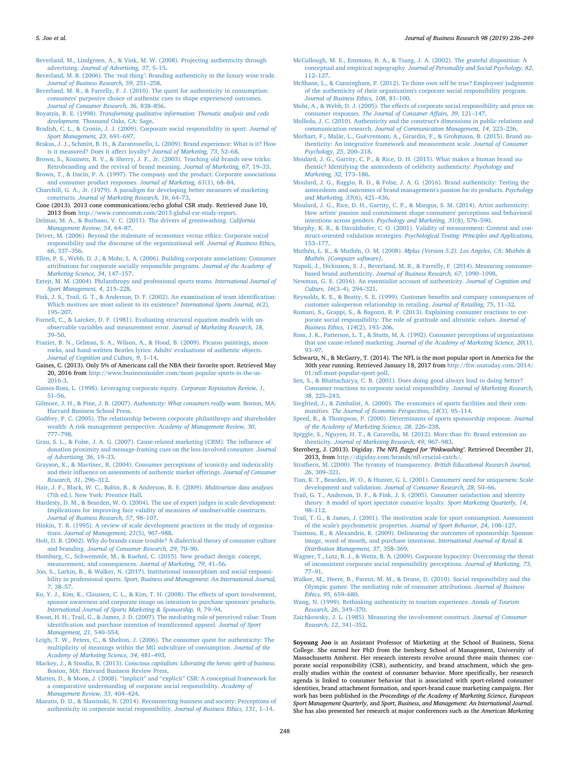Beverland, M., Lindgreen, A., & Vink, M. W. (2008). Projecting authenticity through advertising. *Journal of Advertising, 37*, 5–15.

Beverland, M. B. (2006). The 'real thing': Branding authenticity in the luxury wine trade. *Journal of Business Research, 59*, 251–258.

Beverland, M. B., & Farrelly, F. J. (2010). The quest for authenticity in consumption: consumers' purposive choice of authentic cues to shape experienced outcomes. *Journal of Consumer Research, 36*, 838–856.

Boyatzis, R. E. (1998). *Transforming qualitative information: Thematic analysis and code development.* Thousand Oaks, CA: Sage.

Bradish, C. L., & Cronin, J. J. (2009). Corporate social responsibility in sport. *Journal of Sport Management, 23*, 691–697.

Brakus, J. J., Schmitt, B. H., & Zarantonello, L. (2009). Brand experience: What is it? How is it measured? Does it affect loyalty? *Journal of Marketing, 73*, 52–68.

Brown, S., Kozinets, R. V., & Sherry, J. F., Jr. (2003). Teaching old brands new tricks: Retrobranding and the revival of brand meaning. *Journal of Marketing, 67*, 19–33.

Brown, T., & Dacin, P. A. (1997). The company and the product: Corporate associations and consumer product responses. *Journal of Marketing, 61*(1), 68–84.

Churchill, G. A., Jr. (1979). A paradigm for developing better measures of marketing constructs. *Journal of Marketing Research, 16*, 64–73.

Cone (2013). 2013 cone communications/echo global CSR study. Retrieved June 10, 2013 from http://www.conecomm.com/2013-global-csr-study-report.

Delmas, M. A., & Burbano, V. C. (2011). The drivers of greenwashing. *California Management Review, 54*, 64–87.

Driver, M. (2006). Beyond the stalemate of economics versus ethics: Corporate social responsibility and the discourse of the organizational self. *Journal of Business Ethics, 66*, 337–356.

Ellen, P. S., Webb, D. J., & Mohr, L. A. (2006). Building corporate associations: Consumer attributions for corporate socially responsible programs. *Journal of the Academy of Marketing Science, 34*, 147–157.

Extejt, M. M. (2004). Philanthropy and professional sports teams. *International Journal of Sport Management, 4*, 215–228.

Fink, J. S., Trail, G. T., & Anderson, D. F. (2002). An examination of team identification: Which motives are most salient to its existence? *International Sports Journal, 6*(2), 195–207.

Fornell, C., & Larcker, D. F. (1981). Evaluating structural equation models with unobservable variables and measurement error. *Journal of Marketing Research, 18*, 39–50.

Frazier, B. N., Gelman, S. A., Wilson, A., & Hood, B. (2009). Picasso paintings, moon rocks, and hand-written Beatles lyrics: Adults' evaluations of authentic objects. *Journal of Cognition and Culture, 9*, 1–14.

Gaines, C. (2013). Only 5% of Americans call the NBA their favorite sport. Retrieved May 20, 2016 from http://www.businessinsider.com/most-popular-sports-in-the-us-2016-3.

Gaines-Ross, L. (1998). Leveraging corporate equity. *Corporate Reputation Review, 1*, 51–56.

Gilmore, J. H., & Pine, J. B. (2007). *Authenticity: What consumers really want.* Boston, MA: Harvard Business School Press.

Godfrey, P. C. (2005). The relationship between corporate philanthropy and shareholder wealth: A risk management perspective. *Academy of Management Review, 30*, 777–798.

Grau, S. L., & Folse, J. A. G. (2007). Cause-related marketing (CRM): The influence of donation proximity and message-framing cues on the less-involved consumer. *Journal of Advertising, 36*, 19–33.

Grayson, K., & Martinec, R. (2004). Consumer perceptions of iconicity and indexicality and their influence on assessments of authentic market offerings. *Journal of Consumer Research, 31*, 296–312.

Hair, J. F., Black, W. C., Babin, B., & Anderson, R. E. (2009). *Multivariate data analyses* (7th ed.). New York: Prentice Hall.

Hardesty, D. M., & Bearden, W. O. (2004). The use of expert judges in scale development: Implications for improving face validity of measures of unobservable constructs. *Journal of Business Research, 57*, 98–107.

Hinkin, T. R. (1995). A review of scale development practices in the study of organizations. *Journal of Management, 21*(5), 967–988.

Holt, D. B. (2002). Why do brands cause trouble? A dialectical theory of consumer culture and branding. *Journal of Consumer Research, 29*, 70–90.

Homburg, C., Schwemmle, M., & Kuehnl, C. (2015). New product design: concept, measurement, and consequences. *Journal of Marketing, 79*, 41–56.

Joo, S., Larkin, B., & Walker, N. (2017). Institutional isomorphism and social responsibility in professional sports. *Sport, Business and Management: An International Journal, 7*, 38–57.

Ko, Y. J., Kim, K., Claussen, C. L., & Kim, T. H. (2008). The effects of sport involvement, sponsor awareness and corporate image on intention to purchase sponsors' products. *International Journal of Sports Marketing & Sponsorship, 9*, 79–94.

Kwon, H. H., Trail, G., & James, J. D. (2007). The mediating role of perceived value: Team identification and purchase intention of teamlicensed apparel. *Journal of Sport Management, 21*, 540–554.

Leigh, T. W., Peters, C., & Shelton, J. (2006). The consumer quest for authenticity: The multiplicity of meanings within the MG subculture of consumption. *Journal of the Academy of Marketing Science, 34*, 481–493.

Mackey, J., & Sisodia, R. (2013). *Conscious capitalism: Liberating the heroic spirit of business.* Boston, MA: Harvard Business Review Press.

Matten, D., & Moon, J. (2008). "Implicit" and "explicit" CSR: A conceptual framework for a comparative understanding of corporate social responsibility. *Academy of Management Review, 33*, 404–424.

Mazutis, D. D., & Slawinski, N. (2014). Reconnecting business and society: Perceptions of authenticity in corporate social responsibility. *Journal of Business Ethics, 131*, 1–14.

McCullough, M. E., Emmons, R. A., & Tsang, J. A. (2002). The grateful disposition: A conceptual and empirical topography. *Journal of Personality and Social Psychology, 82*, 112–127.

McShane, L., & Cunningham, P. (2012). To thine own self be true? Employees' judgments of the authenticity of their organization's corporate social responsibility program. *Journal of Business Ethics, 108*, 81–100.

Mohr, A., & Webb, D. J. (2005). The effects of corporate social responsibility and price on consumer responses. *The Journal of Consumer Affairs, 39*, 121–147.

Molleda, J. C. (2010). Authenticity and the construct's dimensions in public relations and communication research. *Journal of Communication Management, 14*, 223–236.

Morhart, F., Malär, L., Guèvremont, A., Girardin, F., & Grohmann, B. (2015). Brand authenticity: An integrative framework and measurement scale. *Journal of Consumer Psychology, 25*, 200–218.

Moulard, J. G., Garrity, C. P., & Rice, D. H. (2015). What makes a human brand authentic? Identifying the antecedents of celebrity authenticity. *Psychology and Marketing, 32*, 173–186.

Moulard, J. G., Raggio, R. D., & Folse, J. A. G. (2016). Brand authenticity: Testing the antecedents and outcomes of brand management's passion for its products. *Psychology and Marketing, 33*(6), 421–436.

Moulard, J. G., Rice, D. H., Garrity, C. P., & Mangus, S. M. (2014). Artist authenticity: How artists' passion and commitment shape consumers' perceptions and behavioral intentions across genders. *Psychology and Marketing, 31*(8), 576–590.

Murphy, K. R., & Davidshofer, C. O. (2001). Validity of measurement: Content and construct-oriented validation strategies. *Psychological Testing: Principles and Applications*, 153–177.

Muthén, L. K., & Muthén, O. M. (2008). *Mplus (Version 5.2). Los Angeles, CA: Muthén & Muthén. [Computer software]*.

Napoli, J., Dickinson, S. J., Beverland, M. B., & Farrelly, F. (2014). Measuring consumer-based brand authenticity. *Journal of Business Research, 67*, 1090–1098.

Newman, G. E. (2016). An essentialist account of authenticity. *Journal of Cognition and Culture, 16*(3–4), 294–321.

Reynolds, K. E., & Beatty, S. E. (1999). Customer benefits and company consequences of customer salesperson relationship in retailing. *Journal of Retailing, 75*, 11–32.

Romani, S., Grappi, S., & Bagozzi, R. P. (2013). Explaining consumer reactions to corporate social responsibility: The role of gratitude and altruistic values. *Journal of Business Ethics, 114*(2), 193–206.

Ross, J. K., Patterson, L. T., & Stutts, M. A. (1992). Consumer perceptions of organizations that use cause-related marketing. *Journal of the Academy of Marketing Science, 20*(1), 93–97.

Schwartz, N., & McGarry, T. (2014). The NFL is the most popular sport in America for the 30th year running. Retrieved January 18, 2017 from http://ftw.usatoday.com/2014/01/nfl-most-popular-sport-poll.

Sen, S., & Bhattacharya, C. B. (2001). Does doing good always lead to doing better? Consumer reactions to corporate social responsibility. *Journal of Marketing Research, 38*, 225–243.

Siegfried, J., & Zimbalist, A. (2000). The economics of sports facilities and their communities. *The Journal of Economic Perspectives, 14*(3), 95–114.

Speed, R., & Thompson, P. (2000). Determinants of sports sponsorship response. *Journal of the Academy of Marketing Science, 28*, 226–238.

Spiggle, S., Nguyen, H. T., & Caravella, M. (2012). More than fit: Brand extension authenticity. *Journal of Marketing Research, 49*, 967–983.

Sternberg, J. (2013). Digiday. *The NFL flagged for 'Pinkwashing'*. Retrieved December 21, 2013, from http://digiday.com/brands/nfl-crucial-catch/.

Strathern, M. (2000). The tyranny of transparency. *British Educational Research Journal, 26*, 309–321.

Tian, K. T., Bearden, W. O., & Hunter, G. L. (2001). Consumers' need for uniqueness: Scale development and validation. *Journal of Consumer Research, 28*, 50–66.

Trail, G. T., Anderson, D. F., & Fink, J. S. (2005). Consumer satisfaction and identity theory: A model of sport spectator conative loyalty. *Sport Marketing Quarterly, 14*, 98–112.

Trail, T. G., & James, J. (2001). The motivation scale for sport consumption. Assessment of the scale's psychometric properties. *Journal of Sport Behavior, 24*, 108–127.

Tsiotsou, R., & Alexandris, K. (2009). Delineating the outcomes of sponsorship: Sponsor image, word of mouth, and purchase intentions. *International Journal of Retail & Distribution Management, 37*, 358–369.

Wagner, T., Lutz, R. J., & Weitz, B. A. (2009). Corporate hypocrisy: Overcoming the threat of inconsistent corporate social responsibility perceptions. *Journal of Marketing, 73*, 77–91.

Walker, M., Heere, B., Parent, M. M., & Drane, D. (2010). Social responsibility and the Olympic games: The mediating role of consumer attributions. *Journal of Business Ethics, 95*, 659–680.

Wang, N. (1999). Rethinking authenticity in tourism experience. *Annals of Tourism Research, 26*, 349–370.

Zaichkowsky, J. L. (1985). Measuring the involvement construct. *Journal of Consumer Research, 12*, 341–352.

**Soyoung Joo** is an Assistant Professor of Marketing at the School of Business, Siena College. She earned her PhD from the Isenberg School of Management, University of Massachusetts Amherst. Her research interests revolve around three main themes: corporate social responsibility (CSR), authenticity, and brand attachment, which she generally studies within the context of consumer behavior. More specifically, her research agenda is linked to consumer behavior that is associated with sport-related consumer identities, brand attachment formation, and sport-brand cause marketing campaigns. Her work has been published in the *Proceedings of the Academy of Marketing Science*, *European Sport Management Quarterly*, and *Sport, Business, and Management: An International Journal*. She has also presented her research at major conferences such as the *American Marketing*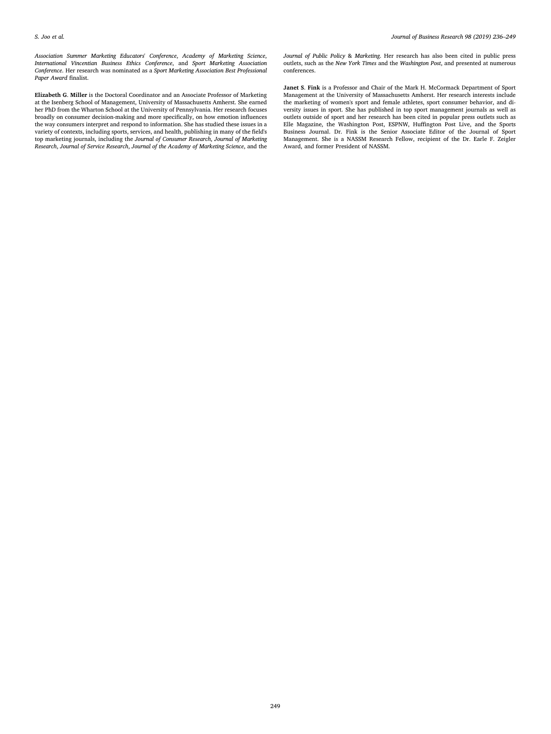*Association Summer Marketing Educators' Conference*, *Academy of Marketing Science*, *International Vincentian Business Ethics Conference*, and *Sport Marketing Association Conference*. Her research was nominated as a *Sport Marketing Association Best Professional Paper Award* finalist.

**Elizabeth G. Miller** is the Doctoral Coordinator and an Associate Professor of Marketing at the Isenberg School of Management, University of Massachusetts Amherst. She earned her PhD from the Wharton School at the University of Pennsylvania. Her research focuses broadly on consumer decision-making and more specifically, on how emotion influences the way consumers interpret and respond to information. She has studied these issues in a variety of contexts, including sports, services, and health, publishing in many of the field's top marketing journals, including the *Journal of Consumer Research*, *Journal of Marketing Research*, *Journal of Service Research*, *Journal of the Academy of Marketing Science*, and the *Journal of Public Policy* & *Marketing*. Her research has also been cited in public press outlets, such as the *New York Times* and the *Washington Post*, and presented at numerous conferences.

**Janet S. Fink** is a Professor and Chair of the Mark H. McCormack Department of Sport Management at the University of Massachusetts Amherst. Her research interests include the marketing of women's sport and female athletes, sport consumer behavior, and diversity issues in sport. She has published in top sport management journals as well as outlets outside of sport and her research has been cited in popular press outlets such as Elle Magazine, the Washington Post, ESPNW, Huffington Post Live, and the Sports Business Journal. Dr. Fink is the Senior Associate Editor of the Journal of Sport Management. She is a NASSM Research Fellow, recipient of the Dr. Earle F. Zeigler Award, and former President of NASSM.